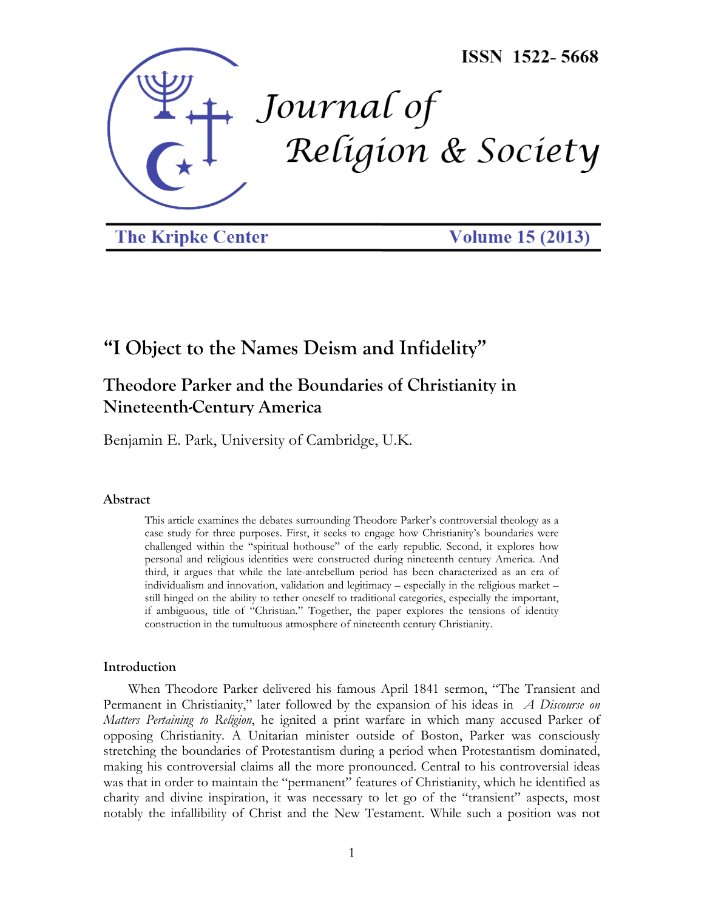ISSN 1522- 5668

Journal of Religion & Society

The Kripke Center | Volume 15 (2013)

# "I Object to the Names Deism and Infidelity"

## Theodore Parker and the Boundaries of Christianity in Nineteenth-Century America

Benjamin E. Park, University of Cambridge, U.K.

### Abstract

> This article examines the debates surrounding Theodore Parker's controversial theology as a case study for three purposes. First, it seeks to engage how Christianity's boundaries were challenged within the "spiritual hothouse" of the early republic. Second, it explores how personal and religious identities were constructed during nineteenth century America. And third, it argues that while the late-antebellum period has been characterized as an era of individualism and innovation, validation and legitimacy – especially in the religious market – still hinged on the ability to tether oneself to traditional categories, especially the important, if ambiguous, title of "Christian." Together, the paper explores the tensions of identity construction in the tumultuous atmosphere of nineteenth century Christianity.

### Introduction

When Theodore Parker delivered his famous April 1841 sermon, "The Transient and Permanent in Christianity," later followed by the expansion of his ideas in *A Discourse on Matters Pertaining to Religion*, he ignited a print warfare in which many accused Parker of opposing Christianity. A Unitarian minister outside of Boston, Parker was consciously stretching the boundaries of Protestantism during a period when Protestantism dominated, making his controversial claims all the more pronounced. Central to his controversial ideas was that in order to maintain the "permanent" features of Christianity, which he identified as charity and divine inspiration, it was necessary to let go of the "transient" aspects, most notably the infallibility of Christ and the New Testament. While such a position was not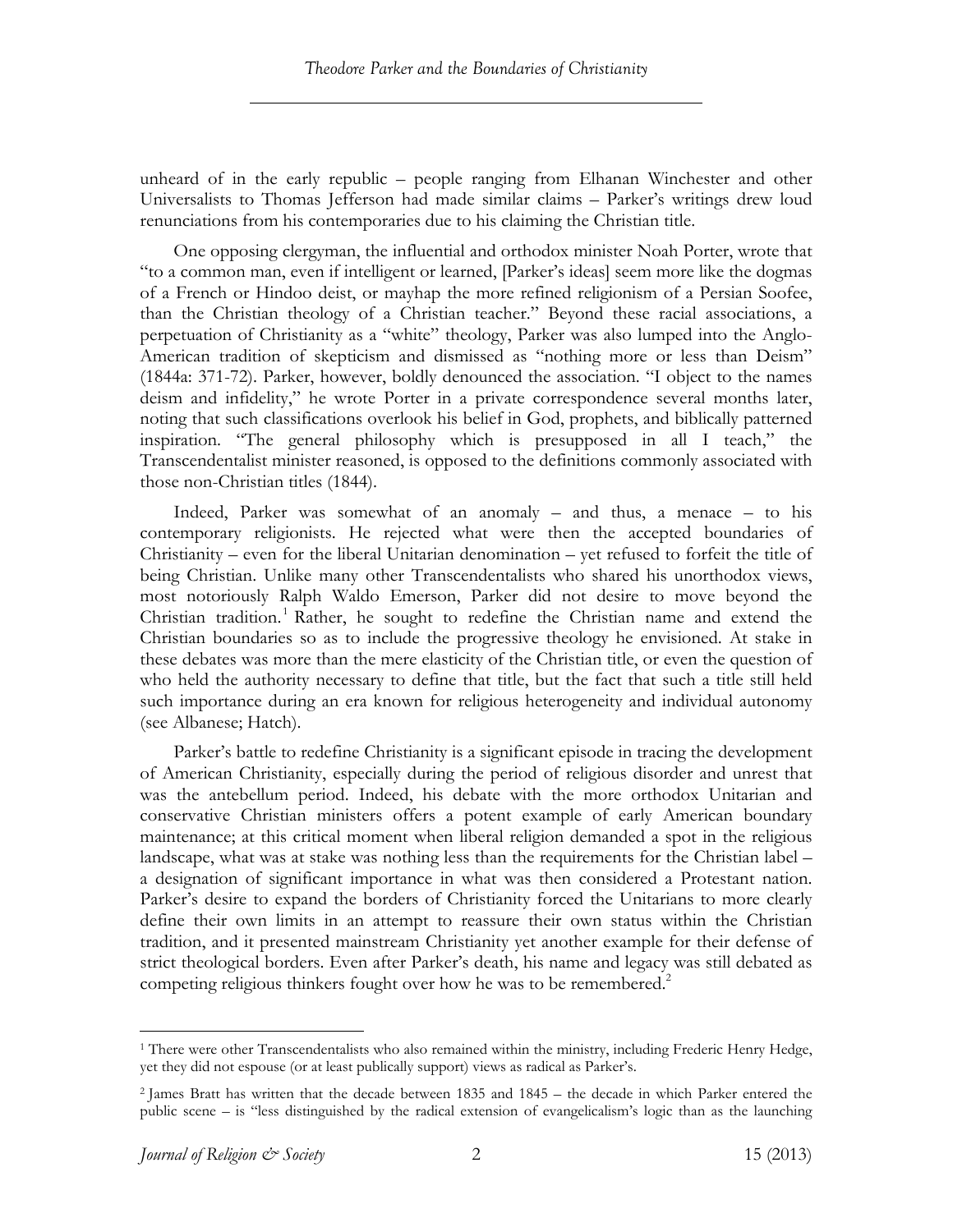unheard of in the early republic – people ranging from Elhanan Winchester and other Universalists to Thomas Jefferson had made similar claims – Parker's writings drew loud renunciations from his contemporaries due to his claiming the Christian title.

One opposing clergyman, the influential and orthodox minister Noah Porter, wrote that "to a common man, even if intelligent or learned, [Parker's ideas] seem more like the dogmas of a French or Hindoo deist, or mayhap the more refined religionism of a Persian Soofee, than the Christian theology of a Christian teacher." Beyond these racial associations, a perpetuation of Christianity as a "white" theology, Parker was also lumped into the Anglo-American tradition of skepticism and dismissed as "nothing more or less than Deism" (1844a: 371-72). Parker, however, boldly denounced the association. "I object to the names deism and infidelity," he wrote Porter in a private correspondence several months later, noting that such classifications overlook his belief in God, prophets, and biblically patterned inspiration. "The general philosophy which is presupposed in all I teach," the Transcendentalist minister reasoned, is opposed to the definitions commonly associated with those non-Christian titles (1844).

Indeed, Parker was somewhat of an anomaly – and thus, a menace – to his contemporary religionists. He rejected what were then the accepted boundaries of Christianity – even for the liberal Unitarian denomination – yet refused to forfeit the title of being Christian. Unlike many other Transcendentalists who shared his unorthodox views, most notoriously Ralph Waldo Emerson, Parker did not desire to move beyond the Christian tradition.[1] Rather, he sought to redefine the Christian name and extend the Christian boundaries so as to include the progressive theology he envisioned. At stake in these debates was more than the mere elasticity of the Christian title, or even the question of who held the authority necessary to define that title, but the fact that such a title still held such importance during an era known for religious heterogeneity and individual autonomy (see Albanese; Hatch).

Parker's battle to redefine Christianity is a significant episode in tracing the development of American Christianity, especially during the period of religious disorder and unrest that was the antebellum period. Indeed, his debate with the more orthodox Unitarian and conservative Christian ministers offers a potent example of early American boundary maintenance; at this critical moment when liberal religion demanded a spot in the religious landscape, what was at stake was nothing less than the requirements for the Christian label – a designation of significant importance in what was then considered a Protestant nation. Parker's desire to expand the borders of Christianity forced the Unitarians to more clearly define their own limits in an attempt to reassure their own status within the Christian tradition, and it presented mainstream Christianity yet another example for their defense of strict theological borders. Even after Parker's death, his name and legacy was still debated as competing religious thinkers fought over how he was to be remembered.[2]

[1] There were other Transcendentalists who also remained within the ministry, including Frederic Henry Hedge, yet they did not espouse (or at least publically support) views as radical as Parker's.

[2] James Bratt has written that the decade between 1835 and 1845 – the decade in which Parker entered the public scene – is "less distinguished by the radical extension of evangelicalism's logic than as the launching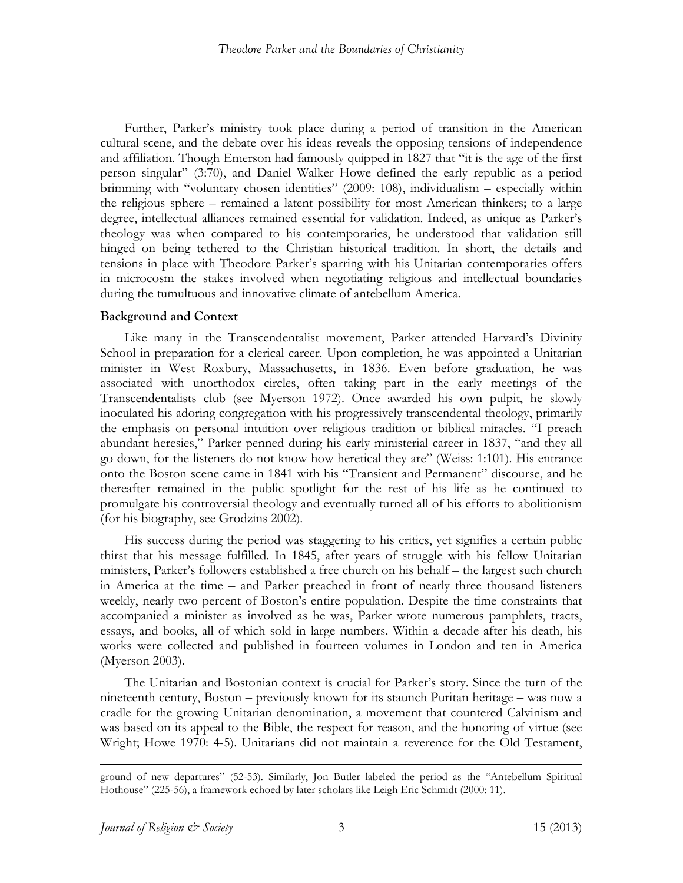Further, Parker's ministry took place during a period of transition in the American cultural scene, and the debate over his ideas reveals the opposing tensions of independence and affiliation. Though Emerson had famously quipped in 1827 that "it is the age of the first person singular" (3:70), and Daniel Walker Howe defined the early republic as a period brimming with "voluntary chosen identities" (2009: 108), individualism – especially within the religious sphere – remained a latent possibility for most American thinkers; to a large degree, intellectual alliances remained essential for validation. Indeed, as unique as Parker's theology was when compared to his contemporaries, he understood that validation still hinged on being tethered to the Christian historical tradition. In short, the details and tensions in place with Theodore Parker's sparring with his Unitarian contemporaries offers in microcosm the stakes involved when negotiating religious and intellectual boundaries during the tumultuous and innovative climate of antebellum America.

**Background and Context**

Like many in the Transcendentalist movement, Parker attended Harvard's Divinity School in preparation for a clerical career. Upon completion, he was appointed a Unitarian minister in West Roxbury, Massachusetts, in 1836. Even before graduation, he was associated with unorthodox circles, often taking part in the early meetings of the Transcendentalists club (see Myerson 1972). Once awarded his own pulpit, he slowly inoculated his adoring congregation with his progressively transcendental theology, primarily the emphasis on personal intuition over religious tradition or biblical miracles. "I preach abundant heresies," Parker penned during his early ministerial career in 1837, "and they all go down, for the listeners do not know how heretical they are" (Weiss: 1:101). His entrance onto the Boston scene came in 1841 with his "Transient and Permanent" discourse, and he thereafter remained in the public spotlight for the rest of his life as he continued to promulgate his controversial theology and eventually turned all of his efforts to abolitionism (for his biography, see Grodzins 2002).

His success during the period was staggering to his critics, yet signifies a certain public thirst that his message fulfilled. In 1845, after years of struggle with his fellow Unitarian ministers, Parker's followers established a free church on his behalf – the largest such church in America at the time – and Parker preached in front of nearly three thousand listeners weekly, nearly two percent of Boston's entire population. Despite the time constraints that accompanied a minister as involved as he was, Parker wrote numerous pamphlets, tracts, essays, and books, all of which sold in large numbers. Within a decade after his death, his works were collected and published in fourteen volumes in London and ten in America (Myerson 2003).

The Unitarian and Bostonian context is crucial for Parker's story. Since the turn of the nineteenth century, Boston – previously known for its staunch Puritan heritage – was now a cradle for the growing Unitarian denomination, a movement that countered Calvinism and was based on its appeal to the Bible, the respect for reason, and the honoring of virtue (see Wright; Howe 1970: 4-5). Unitarians did not maintain a reverence for the Old Testament,

---

ground of new departures" (52-53). Similarly, Jon Butler labeled the period as the "Antebellum Spiritual Hothouse" (225-56), a framework echoed by later scholars like Leigh Eric Schmidt (2000: 11).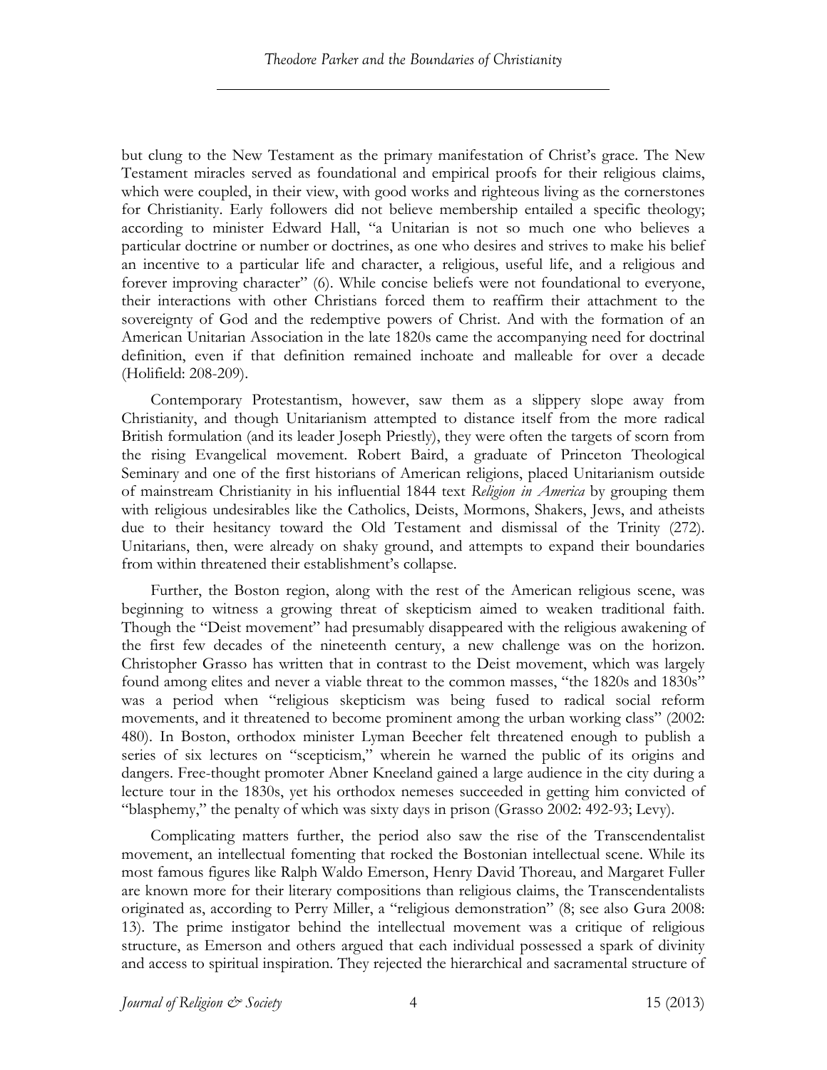but clung to the New Testament as the primary manifestation of Christ's grace. The New Testament miracles served as foundational and empirical proofs for their religious claims, which were coupled, in their view, with good works and righteous living as the cornerstones for Christianity. Early followers did not believe membership entailed a specific theology; according to minister Edward Hall, "a Unitarian is not so much one who believes a particular doctrine or number or doctrines, as one who desires and strives to make his belief an incentive to a particular life and character, a religious, useful life, and a religious and forever improving character" (6). While concise beliefs were not foundational to everyone, their interactions with other Christians forced them to reaffirm their attachment to the sovereignty of God and the redemptive powers of Christ. And with the formation of an American Unitarian Association in the late 1820s came the accompanying need for doctrinal definition, even if that definition remained inchoate and malleable for over a decade (Holifield: 208-209).

Contemporary Protestantism, however, saw them as a slippery slope away from Christianity, and though Unitarianism attempted to distance itself from the more radical British formulation (and its leader Joseph Priestly), they were often the targets of scorn from the rising Evangelical movement. Robert Baird, a graduate of Princeton Theological Seminary and one of the first historians of American religions, placed Unitarianism outside of mainstream Christianity in his influential 1844 text *Religion in America* by grouping them with religious undesirables like the Catholics, Deists, Mormons, Shakers, Jews, and atheists due to their hesitancy toward the Old Testament and dismissal of the Trinity (272). Unitarians, then, were already on shaky ground, and attempts to expand their boundaries from within threatened their establishment's collapse.

Further, the Boston region, along with the rest of the American religious scene, was beginning to witness a growing threat of skepticism aimed to weaken traditional faith. Though the "Deist movement" had presumably disappeared with the religious awakening of the first few decades of the nineteenth century, a new challenge was on the horizon. Christopher Grasso has written that in contrast to the Deist movement, which was largely found among elites and never a viable threat to the common masses, "the 1820s and 1830s" was a period when "religious skepticism was being fused to radical social reform movements, and it threatened to become prominent among the urban working class" (2002: 480). In Boston, orthodox minister Lyman Beecher felt threatened enough to publish a series of six lectures on "scepticism," wherein he warned the public of its origins and dangers. Free-thought promoter Abner Kneeland gained a large audience in the city during a lecture tour in the 1830s, yet his orthodox nemeses succeeded in getting him convicted of "blasphemy," the penalty of which was sixty days in prison (Grasso 2002: 492-93; Levy).

Complicating matters further, the period also saw the rise of the Transcendentalist movement, an intellectual fomenting that rocked the Bostonian intellectual scene. While its most famous figures like Ralph Waldo Emerson, Henry David Thoreau, and Margaret Fuller are known more for their literary compositions than religious claims, the Transcendentalists originated as, according to Perry Miller, a "religious demonstration" (8; see also Gura 2008: 13). The prime instigator behind the intellectual movement was a critique of religious structure, as Emerson and others argued that each individual possessed a spark of divinity and access to spiritual inspiration. They rejected the hierarchical and sacramental structure of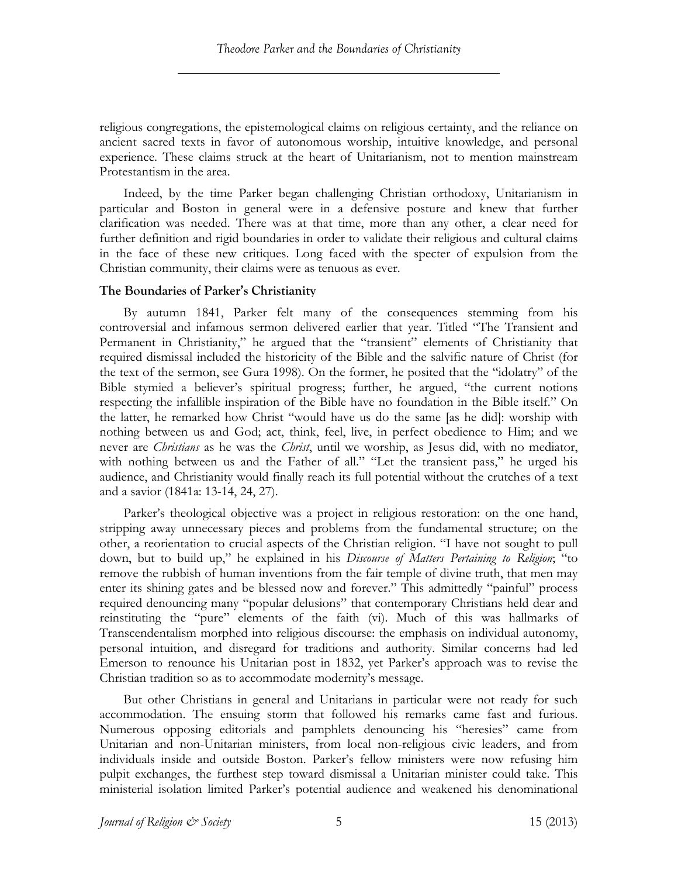religious congregations, the epistemological claims on religious certainty, and the reliance on ancient sacred texts in favor of autonomous worship, intuitive knowledge, and personal experience. These claims struck at the heart of Unitarianism, not to mention mainstream Protestantism in the area.

Indeed, by the time Parker began challenging Christian orthodoxy, Unitarianism in particular and Boston in general were in a defensive posture and knew that further clarification was needed. There was at that time, more than any other, a clear need for further definition and rigid boundaries in order to validate their religious and cultural claims in the face of these new critiques. Long faced with the specter of expulsion from the Christian community, their claims were as tenuous as ever.

### The Boundaries of Parker's Christianity

By autumn 1841, Parker felt many of the consequences stemming from his controversial and infamous sermon delivered earlier that year. Titled "The Transient and Permanent in Christianity," he argued that the "transient" elements of Christianity that required dismissal included the historicity of the Bible and the salvific nature of Christ (for the text of the sermon, see Gura 1998). On the former, he posited that the "idolatry" of the Bible stymied a believer's spiritual progress; further, he argued, "the current notions respecting the infallible inspiration of the Bible have no foundation in the Bible itself." On the latter, he remarked how Christ "would have us do the same [as he did]: worship with nothing between us and God; act, think, feel, live, in perfect obedience to Him; and we never are *Christians* as he was the *Christ*, until we worship, as Jesus did, with no mediator, with nothing between us and the Father of all." "Let the transient pass," he urged his audience, and Christianity would finally reach its full potential without the crutches of a text and a savior (1841a: 13-14, 24, 27).

Parker's theological objective was a project in religious restoration: on the one hand, stripping away unnecessary pieces and problems from the fundamental structure; on the other, a reorientation to crucial aspects of the Christian religion. "I have not sought to pull down, but to build up," he explained in his *Discourse of Matters Pertaining to Religion*; "to remove the rubbish of human inventions from the fair temple of divine truth, that men may enter its shining gates and be blessed now and forever." This admittedly "painful" process required denouncing many "popular delusions" that contemporary Christians held dear and reinstituting the "pure" elements of the faith (vi). Much of this was hallmarks of Transcendentalism morphed into religious discourse: the emphasis on individual autonomy, personal intuition, and disregard for traditions and authority. Similar concerns had led Emerson to renounce his Unitarian post in 1832, yet Parker's approach was to revise the Christian tradition so as to accommodate modernity's message.

But other Christians in general and Unitarians in particular were not ready for such accommodation. The ensuing storm that followed his remarks came fast and furious. Numerous opposing editorials and pamphlets denouncing his "heresies" came from Unitarian and non-Unitarian ministers, from local non-religious civic leaders, and from individuals inside and outside Boston. Parker's fellow ministers were now refusing him pulpit exchanges, the furthest step toward dismissal a Unitarian minister could take. This ministerial isolation limited Parker's potential audience and weakened his denominational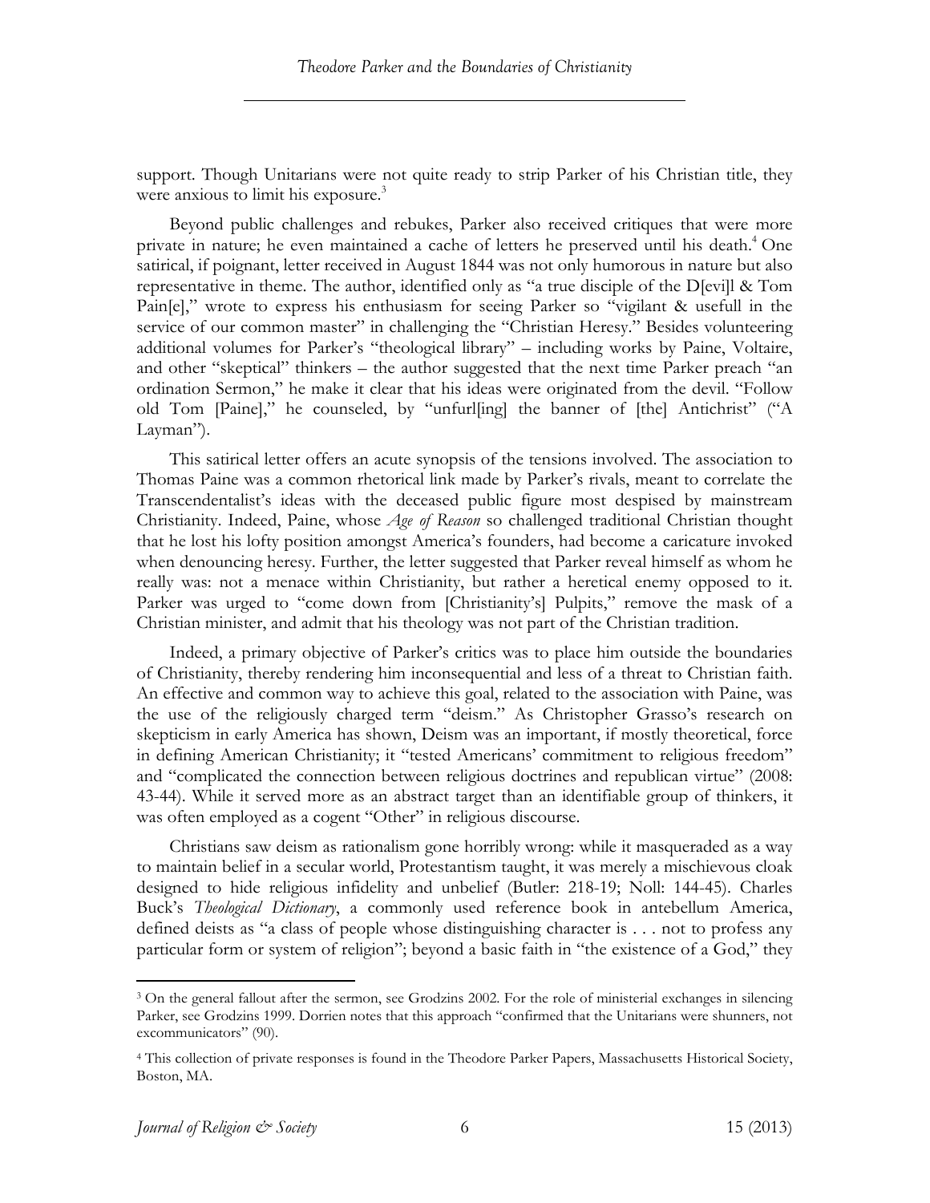support. Though Unitarians were not quite ready to strip Parker of his Christian title, they were anxious to limit his exposure.[3]

Beyond public challenges and rebukes, Parker also received critiques that were more private in nature; he even maintained a cache of letters he preserved until his death.[4] One satirical, if poignant, letter received in August 1844 was not only humorous in nature but also representative in theme. The author, identified only as "a true disciple of the D[evi]l & Tom Pain[e]," wrote to express his enthusiasm for seeing Parker so "vigilant & usefull in the service of our common master" in challenging the "Christian Heresy." Besides volunteering additional volumes for Parker's "theological library" – including works by Paine, Voltaire, and other "skeptical" thinkers – the author suggested that the next time Parker preach "an ordination Sermon," he make it clear that his ideas were originated from the devil. "Follow old Tom [Paine]," he counseled, by "unfurl[ing] the banner of [the] Antichrist" ("A Layman").

This satirical letter offers an acute synopsis of the tensions involved. The association to Thomas Paine was a common rhetorical link made by Parker's rivals, meant to correlate the Transcendentalist's ideas with the deceased public figure most despised by mainstream Christianity. Indeed, Paine, whose *Age of Reason* so challenged traditional Christian thought that he lost his lofty position amongst America's founders, had become a caricature invoked when denouncing heresy. Further, the letter suggested that Parker reveal himself as whom he really was: not a menace within Christianity, but rather a heretical enemy opposed to it. Parker was urged to "come down from [Christianity's] Pulpits," remove the mask of a Christian minister, and admit that his theology was not part of the Christian tradition.

Indeed, a primary objective of Parker's critics was to place him outside the boundaries of Christianity, thereby rendering him inconsequential and less of a threat to Christian faith. An effective and common way to achieve this goal, related to the association with Paine, was the use of the religiously charged term "deism." As Christopher Grasso's research on skepticism in early America has shown, Deism was an important, if mostly theoretical, force in defining American Christianity; it "tested Americans' commitment to religious freedom" and "complicated the connection between religious doctrines and republican virtue" (2008: 43-44). While it served more as an abstract target than an identifiable group of thinkers, it was often employed as a cogent "Other" in religious discourse.

Christians saw deism as rationalism gone horribly wrong: while it masqueraded as a way to maintain belief in a secular world, Protestantism taught, it was merely a mischievous cloak designed to hide religious infidelity and unbelief (Butler: 218-19; Noll: 144-45). Charles Buck's *Theological Dictionary*, a commonly used reference book in antebellum America, defined deists as "a class of people whose distinguishing character is . . . not to profess any particular form or system of religion"; beyond a basic faith in "the existence of a God," they

---

[3] On the general fallout after the sermon, see Grodzins 2002. For the role of ministerial exchanges in silencing Parker, see Grodzins 1999. Dorrien notes that this approach "confirmed that the Unitarians were shunners, not excommunicators" (90).

[4] This collection of private responses is found in the Theodore Parker Papers, Massachusetts Historical Society, Boston, MA.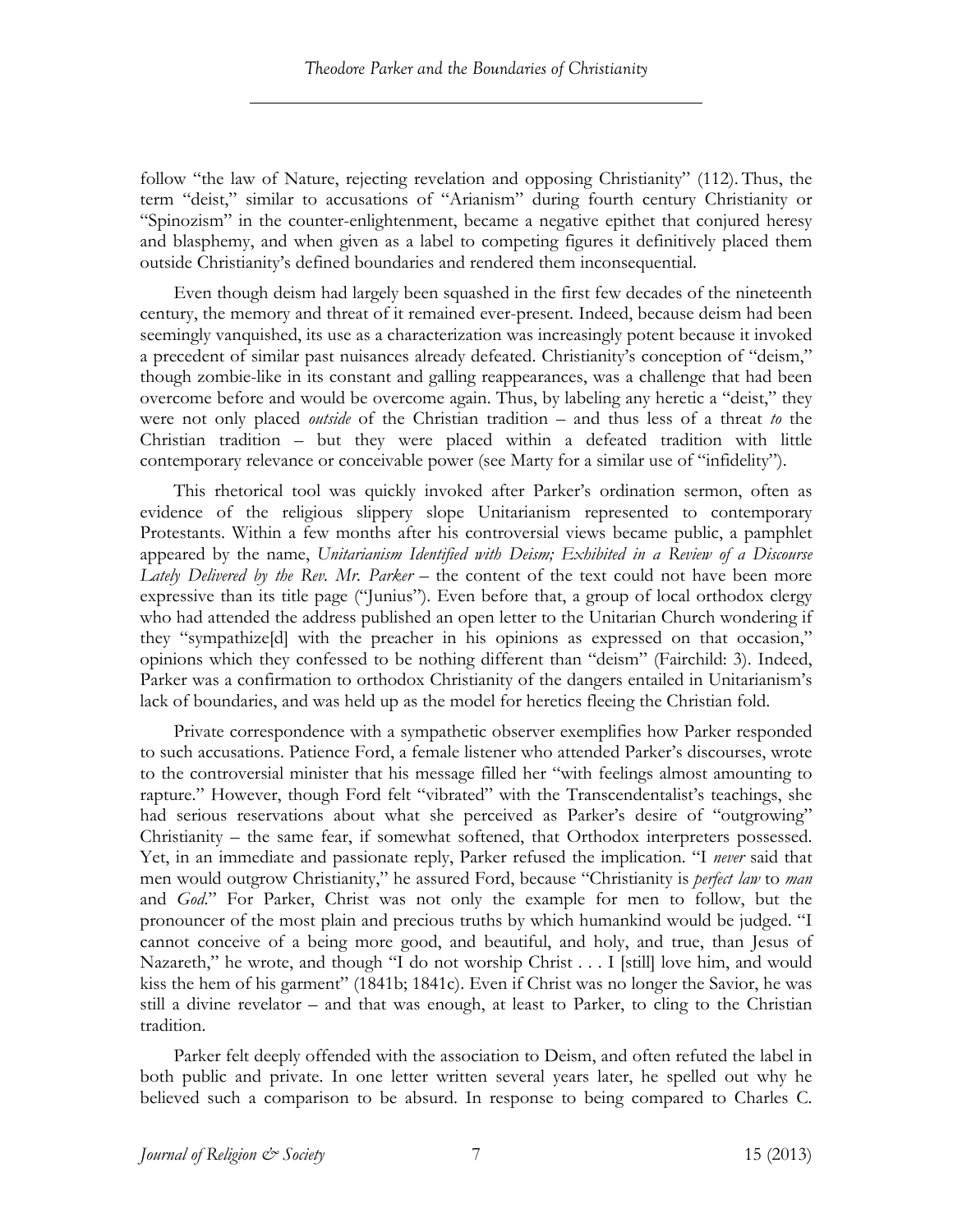follow "the law of Nature, rejecting revelation and opposing Christianity" (112). Thus, the term "deist," similar to accusations of "Arianism" during fourth century Christianity or "Spinozism" in the counter-enlightenment, became a negative epithet that conjured heresy and blasphemy, and when given as a label to competing figures it definitively placed them outside Christianity's defined boundaries and rendered them inconsequential.

Even though deism had largely been squashed in the first few decades of the nineteenth century, the memory and threat of it remained ever-present. Indeed, because deism had been seemingly vanquished, its use as a characterization was increasingly potent because it invoked a precedent of similar past nuisances already defeated. Christianity's conception of "deism," though zombie-like in its constant and galling reappearances, was a challenge that had been overcome before and would be overcome again. Thus, by labeling any heretic a "deist," they were not only placed *outside* of the Christian tradition – and thus less of a threat *to* the Christian tradition – but they were placed within a defeated tradition with little contemporary relevance or conceivable power (see Marty for a similar use of "infidelity").

This rhetorical tool was quickly invoked after Parker's ordination sermon, often as evidence of the religious slippery slope Unitarianism represented to contemporary Protestants. Within a few months after his controversial views became public, a pamphlet appeared by the name, *Unitarianism Identified with Deism; Exhibited in a Review of a Discourse Lately Delivered by the Rev. Mr. Parker* – the content of the text could not have been more expressive than its title page ("Junius"). Even before that, a group of local orthodox clergy who had attended the address published an open letter to the Unitarian Church wondering if they "sympathize[d] with the preacher in his opinions as expressed on that occasion," opinions which they confessed to be nothing different than "deism" (Fairchild: 3). Indeed, Parker was a confirmation to orthodox Christianity of the dangers entailed in Unitarianism's lack of boundaries, and was held up as the model for heretics fleeing the Christian fold.

Private correspondence with a sympathetic observer exemplifies how Parker responded to such accusations. Patience Ford, a female listener who attended Parker's discourses, wrote to the controversial minister that his message filled her "with feelings almost amounting to rapture." However, though Ford felt "vibrated" with the Transcendentalist's teachings, she had serious reservations about what she perceived as Parker's desire of "outgrowing" Christianity – the same fear, if somewhat softened, that Orthodox interpreters possessed. Yet, in an immediate and passionate reply, Parker refused the implication. "I *never* said that men would outgrow Christianity," he assured Ford, because "Christianity is *perfect law* to *man* and *God*." For Parker, Christ was not only the example for men to follow, but the pronouncer of the most plain and precious truths by which humankind would be judged. "I cannot conceive of a being more good, and beautiful, and holy, and true, than Jesus of Nazareth," he wrote, and though "I do not worship Christ . . . I [still] love him, and would kiss the hem of his garment" (1841b; 1841c). Even if Christ was no longer the Savior, he was still a divine revelator – and that was enough, at least to Parker, to cling to the Christian tradition.

Parker felt deeply offended with the association to Deism, and often refuted the label in both public and private. In one letter written several years later, he spelled out why he believed such a comparison to be absurd. In response to being compared to Charles C.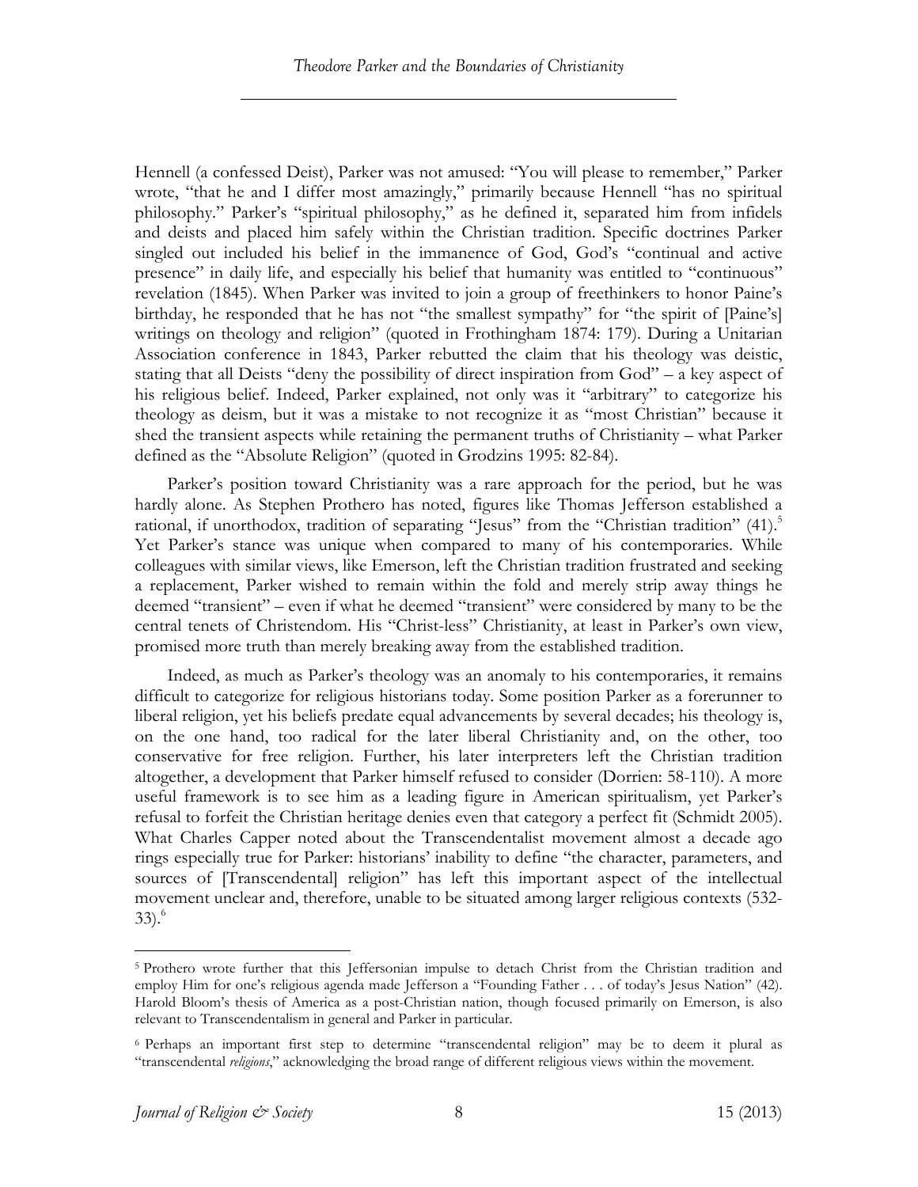Hennell (a confessed Deist), Parker was not amused: "You will please to remember," Parker wrote, "that he and I differ most amazingly," primarily because Hennell "has no spiritual philosophy." Parker's "spiritual philosophy," as he defined it, separated him from infidels and deists and placed him safely within the Christian tradition. Specific doctrines Parker singled out included his belief in the immanence of God, God's "continual and active presence" in daily life, and especially his belief that humanity was entitled to "continuous" revelation (1845). When Parker was invited to join a group of freethinkers to honor Paine's birthday, he responded that he has not "the smallest sympathy" for "the spirit of [Paine's] writings on theology and religion" (quoted in Frothingham 1874: 179). During a Unitarian Association conference in 1843, Parker rebutted the claim that his theology was deistic, stating that all Deists "deny the possibility of direct inspiration from God" – a key aspect of his religious belief. Indeed, Parker explained, not only was it "arbitrary" to categorize his theology as deism, but it was a mistake to not recognize it as "most Christian" because it shed the transient aspects while retaining the permanent truths of Christianity – what Parker defined as the "Absolute Religion" (quoted in Grodzins 1995: 82-84).

Parker's position toward Christianity was a rare approach for the period, but he was hardly alone. As Stephen Prothero has noted, figures like Thomas Jefferson established a rational, if unorthodox, tradition of separating "Jesus" from the "Christian tradition" (41).[5] Yet Parker's stance was unique when compared to many of his contemporaries. While colleagues with similar views, like Emerson, left the Christian tradition frustrated and seeking a replacement, Parker wished to remain within the fold and merely strip away things he deemed "transient" – even if what he deemed "transient" were considered by many to be the central tenets of Christendom. His "Christ-less" Christianity, at least in Parker's own view, promised more truth than merely breaking away from the established tradition.

Indeed, as much as Parker's theology was an anomaly to his contemporaries, it remains difficult to categorize for religious historians today. Some position Parker as a forerunner to liberal religion, yet his beliefs predate equal advancements by several decades; his theology is, on the one hand, too radical for the later liberal Christianity and, on the other, too conservative for free religion. Further, his later interpreters left the Christian tradition altogether, a development that Parker himself refused to consider (Dorrien: 58-110). A more useful framework is to see him as a leading figure in American spiritualism, yet Parker's refusal to forfeit the Christian heritage denies even that category a perfect fit (Schmidt 2005). What Charles Capper noted about the Transcendentalist movement almost a decade ago rings especially true for Parker: historians' inability to define "the character, parameters, and sources of [Transcendental] religion" has left this important aspect of the intellectual movement unclear and, therefore, unable to be situated among larger religious contexts (532-33).[6]

---

[5] Prothero wrote further that this Jeffersonian impulse to detach Christ from the Christian tradition and employ Him for one's religious agenda made Jefferson a "Founding Father . . . of today's Jesus Nation" (42). Harold Bloom's thesis of America as a post-Christian nation, though focused primarily on Emerson, is also relevant to Transcendentalism in general and Parker in particular.

[6] Perhaps an important first step to determine "transcendental religion" may be to deem it plural as "transcendental *religions*," acknowledging the broad range of different religious views within the movement.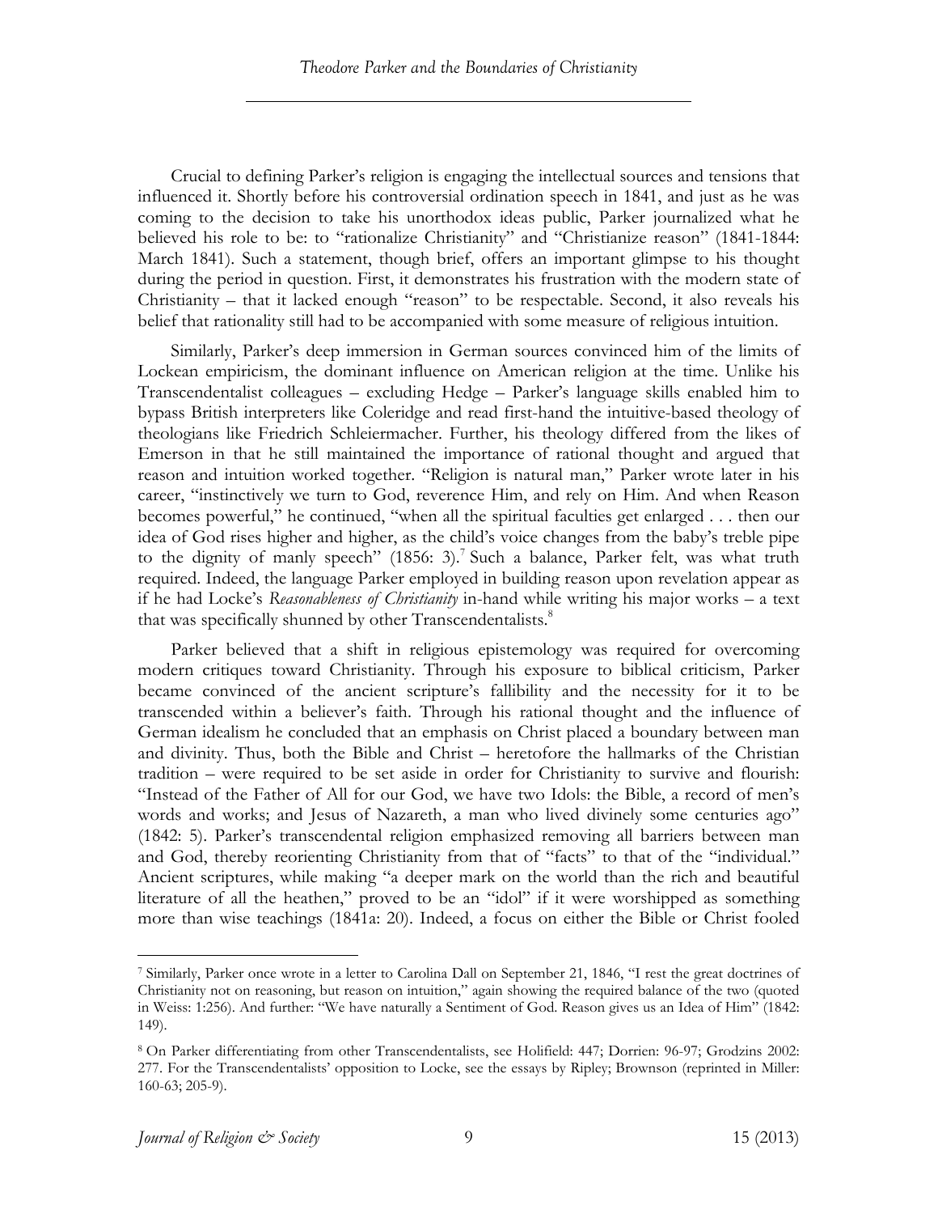Crucial to defining Parker's religion is engaging the intellectual sources and tensions that influenced it. Shortly before his controversial ordination speech in 1841, and just as he was coming to the decision to take his unorthodox ideas public, Parker journalized what he believed his role to be: to "rationalize Christianity" and "Christianize reason" (1841-1844: March 1841). Such a statement, though brief, offers an important glimpse to his thought during the period in question. First, it demonstrates his frustration with the modern state of Christianity – that it lacked enough "reason" to be respectable. Second, it also reveals his belief that rationality still had to be accompanied with some measure of religious intuition.

Similarly, Parker's deep immersion in German sources convinced him of the limits of Lockean empiricism, the dominant influence on American religion at the time. Unlike his Transcendentalist colleagues – excluding Hedge – Parker's language skills enabled him to bypass British interpreters like Coleridge and read first-hand the intuitive-based theology of theologians like Friedrich Schleiermacher. Further, his theology differed from the likes of Emerson in that he still maintained the importance of rational thought and argued that reason and intuition worked together. "Religion is natural man," Parker wrote later in his career, "instinctively we turn to God, reverence Him, and rely on Him. And when Reason becomes powerful," he continued, "when all the spiritual faculties get enlarged . . . then our idea of God rises higher and higher, as the child's voice changes from the baby's treble pipe to the dignity of manly speech" (1856: 3).[7] Such a balance, Parker felt, was what truth required. Indeed, the language Parker employed in building reason upon revelation appear as if he had Locke's *Reasonableness of Christianity* in-hand while writing his major works – a text that was specifically shunned by other Transcendentalists.[8]

Parker believed that a shift in religious epistemology was required for overcoming modern critiques toward Christianity. Through his exposure to biblical criticism, Parker became convinced of the ancient scripture's fallibility and the necessity for it to be transcended within a believer's faith. Through his rational thought and the influence of German idealism he concluded that an emphasis on Christ placed a boundary between man and divinity. Thus, both the Bible and Christ – heretofore the hallmarks of the Christian tradition – were required to be set aside in order for Christianity to survive and flourish: "Instead of the Father of All for our God, we have two Idols: the Bible, a record of men's words and works; and Jesus of Nazareth, a man who lived divinely some centuries ago" (1842: 5). Parker's transcendental religion emphasized removing all barriers between man and God, thereby reorienting Christianity from that of "facts" to that of the "individual." Ancient scriptures, while making "a deeper mark on the world than the rich and beautiful literature of all the heathen," proved to be an "idol" if it were worshipped as something more than wise teachings (1841a: 20). Indeed, a focus on either the Bible or Christ fooled

---

[7] Similarly, Parker once wrote in a letter to Carolina Dall on September 21, 1846, "I rest the great doctrines of Christianity not on reasoning, but reason on intuition," again showing the required balance of the two (quoted in Weiss: 1:256). And further: "We have naturally a Sentiment of God. Reason gives us an Idea of Him" (1842: 149).

[8] On Parker differentiating from other Transcendentalists, see Holifield: 447; Dorrien: 96-97; Grodzins 2002: 277. For the Transcendentalists' opposition to Locke, see the essays by Ripley; Brownson (reprinted in Miller: 160-63; 205-9).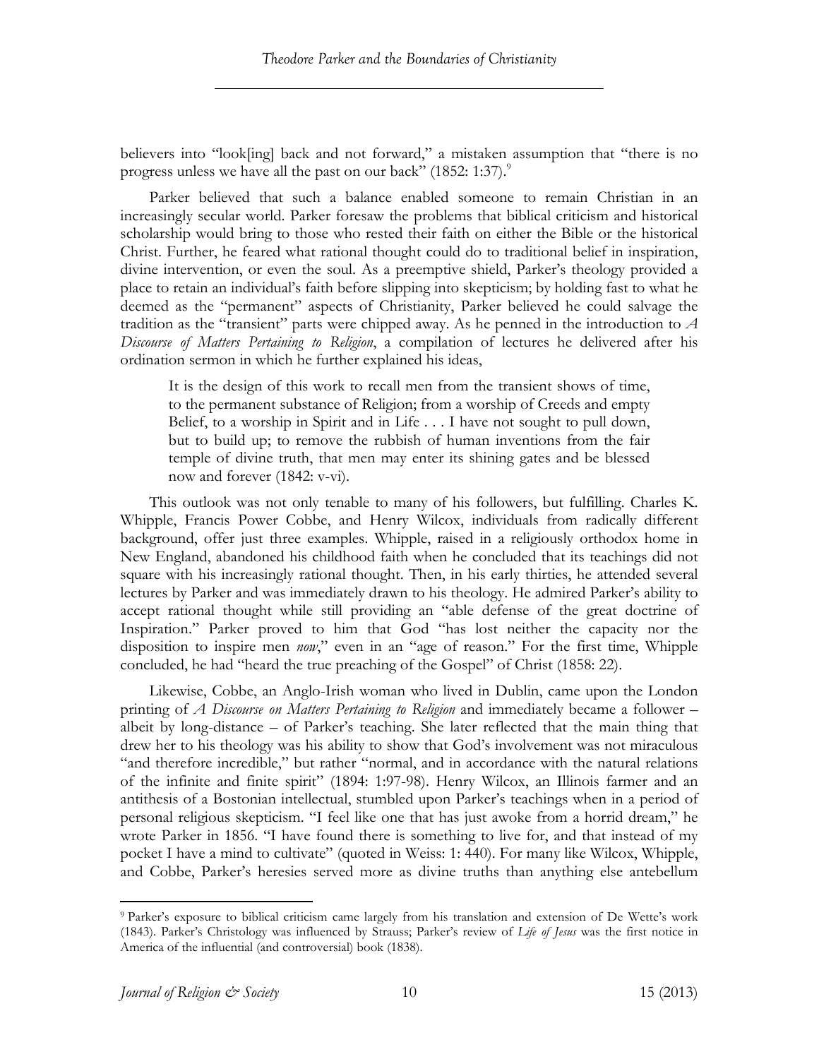believers into "look[ing] back and not forward," a mistaken assumption that "there is no progress unless we have all the past on our back" (1852: 1:37).[9]

Parker believed that such a balance enabled someone to remain Christian in an increasingly secular world. Parker foresaw the problems that biblical criticism and historical scholarship would bring to those who rested their faith on either the Bible or the historical Christ. Further, he feared what rational thought could do to traditional belief in inspiration, divine intervention, or even the soul. As a preemptive shield, Parker's theology provided a place to retain an individual's faith before slipping into skepticism; by holding fast to what he deemed as the "permanent" aspects of Christianity, Parker believed he could salvage the tradition as the "transient" parts were chipped away. As he penned in the introduction to *A Discourse of Matters Pertaining to Religion*, a compilation of lectures he delivered after his ordination sermon in which he further explained his ideas,

> It is the design of this work to recall men from the transient shows of time, to the permanent substance of Religion; from a worship of Creeds and empty Belief, to a worship in Spirit and in Life . . . I have not sought to pull down, but to build up; to remove the rubbish of human inventions from the fair temple of divine truth, that men may enter its shining gates and be blessed now and forever (1842: v-vi).

This outlook was not only tenable to many of his followers, but fulfilling. Charles K. Whipple, Francis Power Cobbe, and Henry Wilcox, individuals from radically different background, offer just three examples. Whipple, raised in a religiously orthodox home in New England, abandoned his childhood faith when he concluded that its teachings did not square with his increasingly rational thought. Then, in his early thirties, he attended several lectures by Parker and was immediately drawn to his theology. He admired Parker's ability to accept rational thought while still providing an "able defense of the great doctrine of Inspiration." Parker proved to him that God "has lost neither the capacity nor the disposition to inspire men *now*," even in an "age of reason." For the first time, Whipple concluded, he had "heard the true preaching of the Gospel" of Christ (1858: 22).

Likewise, Cobbe, an Anglo-Irish woman who lived in Dublin, came upon the London printing of *A Discourse on Matters Pertaining to Religion* and immediately became a follower – albeit by long-distance – of Parker's teaching. She later reflected that the main thing that drew her to his theology was his ability to show that God's involvement was not miraculous "and therefore incredible," but rather "normal, and in accordance with the natural relations of the infinite and finite spirit" (1894: 1:97-98). Henry Wilcox, an Illinois farmer and an antithesis of a Bostonian intellectual, stumbled upon Parker's teachings when in a period of personal religious skepticism. "I feel like one that has just awoke from a horrid dream," he wrote Parker in 1856. "I have found there is something to live for, and that instead of my pocket I have a mind to cultivate" (quoted in Weiss: 1: 440). For many like Wilcox, Whipple, and Cobbe, Parker's heresies served more as divine truths than anything else antebellum

[9] Parker's exposure to biblical criticism came largely from his translation and extension of De Wette's work (1843). Parker's Christology was influenced by Strauss; Parker's review of *Life of Jesus* was the first notice in America of the influential (and controversial) book (1838).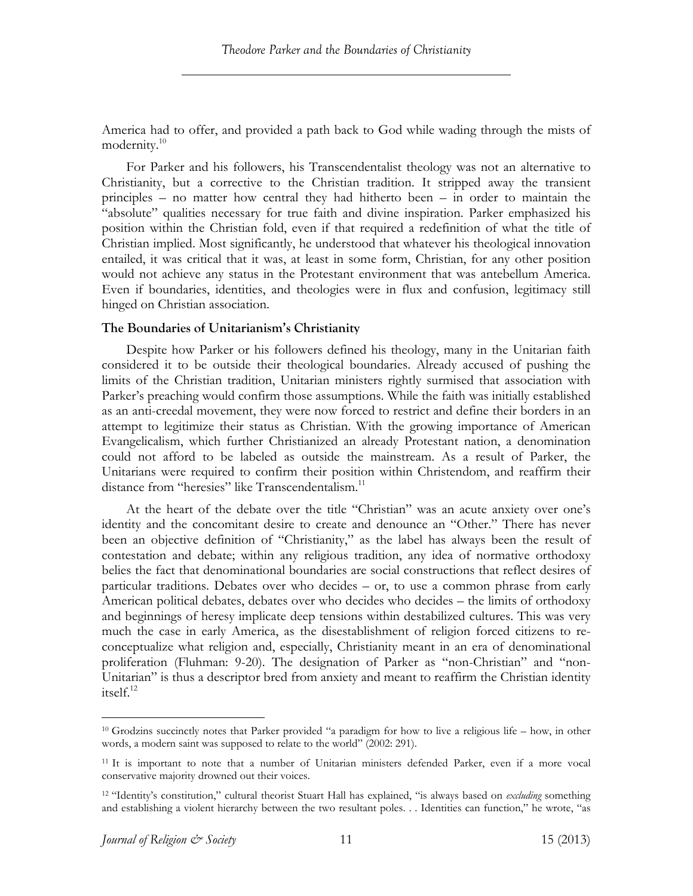America had to offer, and provided a path back to God while wading through the mists of modernity.[10]

For Parker and his followers, his Transcendentalist theology was not an alternative to Christianity, but a corrective to the Christian tradition. It stripped away the transient principles – no matter how central they had hitherto been – in order to maintain the "absolute" qualities necessary for true faith and divine inspiration. Parker emphasized his position within the Christian fold, even if that required a redefinition of what the title of Christian implied. Most significantly, he understood that whatever his theological innovation entailed, it was critical that it was, at least in some form, Christian, for any other position would not achieve any status in the Protestant environment that was antebellum America. Even if boundaries, identities, and theologies were in flux and confusion, legitimacy still hinged on Christian association.

### The Boundaries of Unitarianism's Christianity

Despite how Parker or his followers defined his theology, many in the Unitarian faith considered it to be outside their theological boundaries. Already accused of pushing the limits of the Christian tradition, Unitarian ministers rightly surmised that association with Parker's preaching would confirm those assumptions. While the faith was initially established as an anti-creedal movement, they were now forced to restrict and define their borders in an attempt to legitimize their status as Christian. With the growing importance of American Evangelicalism, which further Christianized an already Protestant nation, a denomination could not afford to be labeled as outside the mainstream. As a result of Parker, the Unitarians were required to confirm their position within Christendom, and reaffirm their distance from "heresies" like Transcendentalism.[11]

At the heart of the debate over the title "Christian" was an acute anxiety over one's identity and the concomitant desire to create and denounce an "Other." There has never been an objective definition of "Christianity," as the label has always been the result of contestation and debate; within any religious tradition, any idea of normative orthodoxy belies the fact that denominational boundaries are social constructions that reflect desires of particular traditions. Debates over who decides – or, to use a common phrase from early American political debates, debates over who decides who decides – the limits of orthodoxy and beginnings of heresy implicate deep tensions within destabilized cultures. This was very much the case in early America, as the disestablishment of religion forced citizens to re-conceptualize what religion and, especially, Christianity meant in an era of denominational proliferation (Fluhman: 9-20). The designation of Parker as "non-Christian" and "non-Unitarian" is thus a descriptor bred from anxiety and meant to reaffirm the Christian identity itself.[12]

---

[10] Grodzins succinctly notes that Parker provided "a paradigm for how to live a religious life – how, in other words, a modern saint was supposed to relate to the world" (2002: 291).

[11] It is important to note that a number of Unitarian ministers defended Parker, even if a more vocal conservative majority drowned out their voices.

[12] "Identity's constitution," cultural theorist Stuart Hall has explained, "is always based on *excluding* something and establishing a violent hierarchy between the two resultant poles. . . Identities can function," he wrote, "as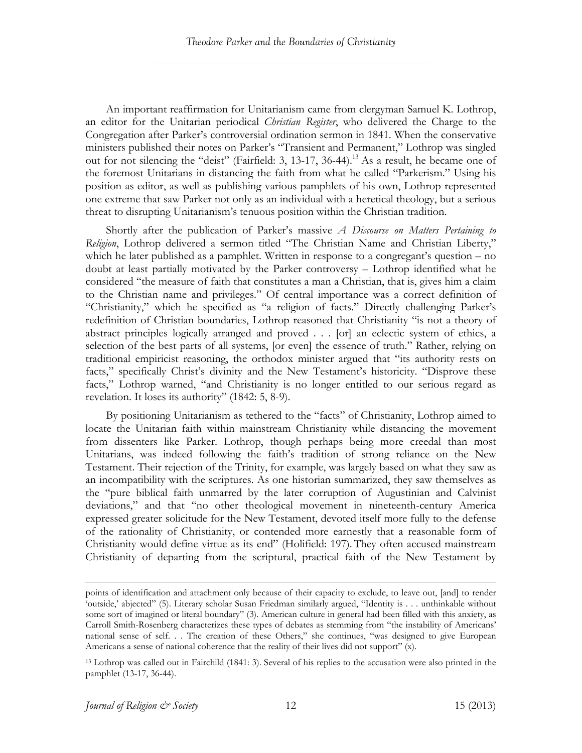An important reaffirmation for Unitarianism came from clergyman Samuel K. Lothrop, an editor for the Unitarian periodical *Christian Register*, who delivered the Charge to the Congregation after Parker's controversial ordination sermon in 1841. When the conservative ministers published their notes on Parker's "Transient and Permanent," Lothrop was singled out for not silencing the "deist" (Fairfield: 3, 13-17, 36-44).[13] As a result, he became one of the foremost Unitarians in distancing the faith from what he called "Parkerism." Using his position as editor, as well as publishing various pamphlets of his own, Lothrop represented one extreme that saw Parker not only as an individual with a heretical theology, but a serious threat to disrupting Unitarianism's tenuous position within the Christian tradition.

Shortly after the publication of Parker's massive *A Discourse on Matters Pertaining to Religion*, Lothrop delivered a sermon titled "The Christian Name and Christian Liberty," which he later published as a pamphlet. Written in response to a congregant's question – no doubt at least partially motivated by the Parker controversy – Lothrop identified what he considered "the measure of faith that constitutes a man a Christian, that is, gives him a claim to the Christian name and privileges." Of central importance was a correct definition of "Christianity," which he specified as "a religion of facts." Directly challenging Parker's redefinition of Christian boundaries, Lothrop reasoned that Christianity "is not a theory of abstract principles logically arranged and proved . . . [or] an eclectic system of ethics, a selection of the best parts of all systems, [or even] the essence of truth." Rather, relying on traditional empiricist reasoning, the orthodox minister argued that "its authority rests on facts," specifically Christ's divinity and the New Testament's historicity. "Disprove these facts," Lothrop warned, "and Christianity is no longer entitled to our serious regard as revelation. It loses its authority" (1842: 5, 8-9).

By positioning Unitarianism as tethered to the "facts" of Christianity, Lothrop aimed to locate the Unitarian faith within mainstream Christianity while distancing the movement from dissenters like Parker. Lothrop, though perhaps being more creedal than most Unitarians, was indeed following the faith's tradition of strong reliance on the New Testament. Their rejection of the Trinity, for example, was largely based on what they saw as an incompatibility with the scriptures. As one historian summarized, they saw themselves as the "pure biblical faith unmarred by the later corruption of Augustinian and Calvinist deviations," and that "no other theological movement in nineteenth-century America expressed greater solicitude for the New Testament, devoted itself more fully to the defense of the rationality of Christianity, or contended more earnestly that a reasonable form of Christianity would define virtue as its end" (Holifield: 197). They often accused mainstream Christianity of departing from the scriptural, practical faith of the New Testament by

---

points of identification and attachment only because of their capacity to exclude, to leave out, [and] to render 'outside,' abjected" (5). Literary scholar Susan Friedman similarly argued, "Identity is . . . unthinkable without some sort of imagined or literal boundary" (3). American culture in general had been filled with this anxiety, as Carroll Smith-Rosenberg characterizes these types of debates as stemming from "the instability of Americans' national sense of self. . . The creation of these Others," she continues, "was designed to give European Americans a sense of national coherence that the reality of their lives did not support" (x).

[13] Lothrop was called out in Fairchild (1841: 3). Several of his replies to the accusation were also printed in the pamphlet (13-17, 36-44).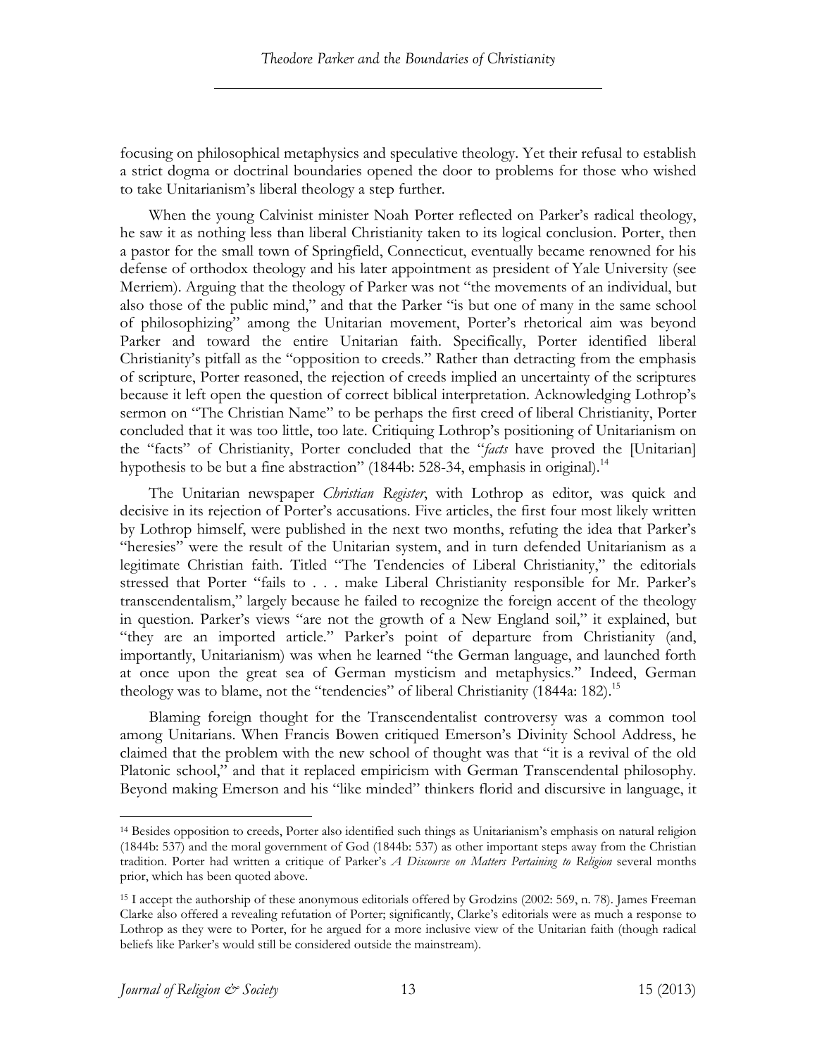focusing on philosophical metaphysics and speculative theology. Yet their refusal to establish a strict dogma or doctrinal boundaries opened the door to problems for those who wished to take Unitarianism's liberal theology a step further.

When the young Calvinist minister Noah Porter reflected on Parker's radical theology, he saw it as nothing less than liberal Christianity taken to its logical conclusion. Porter, then a pastor for the small town of Springfield, Connecticut, eventually became renowned for his defense of orthodox theology and his later appointment as president of Yale University (see Merriem). Arguing that the theology of Parker was not "the movements of an individual, but also those of the public mind," and that the Parker "is but one of many in the same school of philosophizing" among the Unitarian movement, Porter's rhetorical aim was beyond Parker and toward the entire Unitarian faith. Specifically, Porter identified liberal Christianity's pitfall as the "opposition to creeds." Rather than detracting from the emphasis of scripture, Porter reasoned, the rejection of creeds implied an uncertainty of the scriptures because it left open the question of correct biblical interpretation. Acknowledging Lothrop's sermon on "The Christian Name" to be perhaps the first creed of liberal Christianity, Porter concluded that it was too little, too late. Critiquing Lothrop's positioning of Unitarianism on the "facts" of Christianity, Porter concluded that the "*facts* have proved the [Unitarian] hypothesis to be but a fine abstraction" (1844b: 528-34, emphasis in original).[14]

The Unitarian newspaper *Christian Register*, with Lothrop as editor, was quick and decisive in its rejection of Porter's accusations. Five articles, the first four most likely written by Lothrop himself, were published in the next two months, refuting the idea that Parker's "heresies" were the result of the Unitarian system, and in turn defended Unitarianism as a legitimate Christian faith. Titled "The Tendencies of Liberal Christianity," the editorials stressed that Porter "fails to . . . make Liberal Christianity responsible for Mr. Parker's transcendentalism," largely because he failed to recognize the foreign accent of the theology in question. Parker's views "are not the growth of a New England soil," it explained, but "they are an imported article." Parker's point of departure from Christianity (and, importantly, Unitarianism) was when he learned "the German language, and launched forth at once upon the great sea of German mysticism and metaphysics." Indeed, German theology was to blame, not the "tendencies" of liberal Christianity (1844a: 182).[15]

Blaming foreign thought for the Transcendentalist controversy was a common tool among Unitarians. When Francis Bowen critiqued Emerson's Divinity School Address, he claimed that the problem with the new school of thought was that "it is a revival of the old Platonic school," and that it replaced empiricism with German Transcendental philosophy. Beyond making Emerson and his "like minded" thinkers florid and discursive in language, it

---

[14] Besides opposition to creeds, Porter also identified such things as Unitarianism's emphasis on natural religion (1844b: 537) and the moral government of God (1844b: 537) as other important steps away from the Christian tradition. Porter had written a critique of Parker's *A Discourse on Matters Pertaining to Religion* several months prior, which has been quoted above.

[15] I accept the authorship of these anonymous editorials offered by Grodzins (2002: 569, n. 78). James Freeman Clarke also offered a revealing refutation of Porter; significantly, Clarke's editorials were as much a response to Lothrop as they were to Porter, for he argued for a more inclusive view of the Unitarian faith (though radical beliefs like Parker's would still be considered outside the mainstream).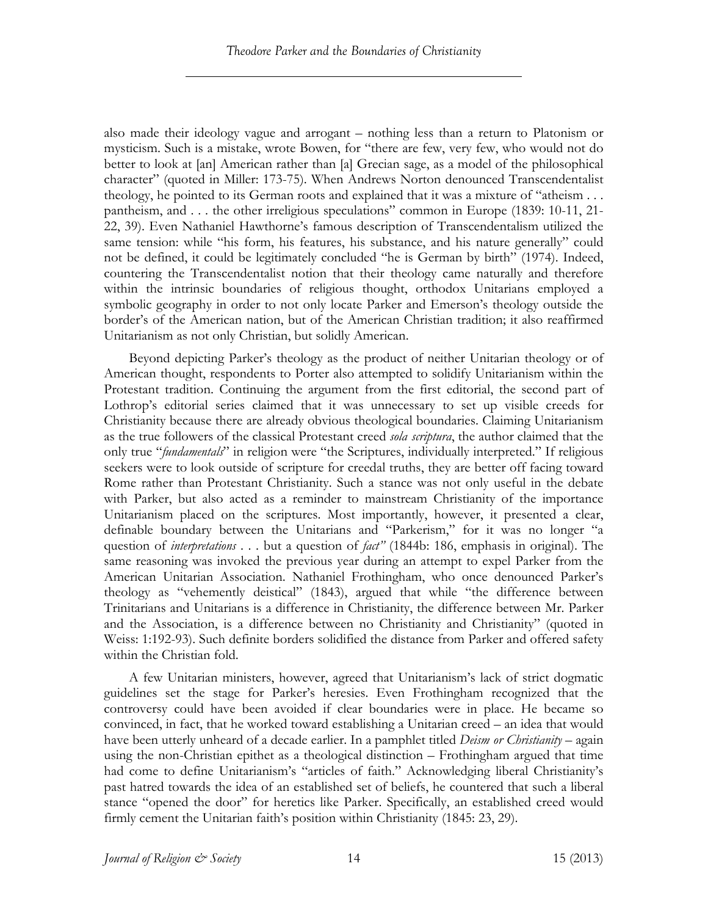also made their ideology vague and arrogant – nothing less than a return to Platonism or mysticism. Such is a mistake, wrote Bowen, for "there are few, very few, who would not do better to look at [an] American rather than [a] Grecian sage, as a model of the philosophical character" (quoted in Miller: 173-75). When Andrews Norton denounced Transcendentalist theology, he pointed to its German roots and explained that it was a mixture of "atheism . . . pantheism, and . . . the other irreligious speculations" common in Europe (1839: 10-11, 21-22, 39). Even Nathaniel Hawthorne's famous description of Transcendentalism utilized the same tension: while "his form, his features, his substance, and his nature generally" could not be defined, it could be legitimately concluded "he is German by birth" (1974). Indeed, countering the Transcendentalist notion that their theology came naturally and therefore within the intrinsic boundaries of religious thought, orthodox Unitarians employed a symbolic geography in order to not only locate Parker and Emerson's theology outside the border's of the American nation, but of the American Christian tradition; it also reaffirmed Unitarianism as not only Christian, but solidly American.

Beyond depicting Parker's theology as the product of neither Unitarian theology or of American thought, respondents to Porter also attempted to solidify Unitarianism within the Protestant tradition. Continuing the argument from the first editorial, the second part of Lothrop's editorial series claimed that it was unnecessary to set up visible creeds for Christianity because there are already obvious theological boundaries. Claiming Unitarianism as the true followers of the classical Protestant creed *sola scriptura*, the author claimed that the only true "*fundamentals*" in religion were "the Scriptures, individually interpreted." If religious seekers were to look outside of scripture for creedal truths, they are better off facing toward Rome rather than Protestant Christianity. Such a stance was not only useful in the debate with Parker, but also acted as a reminder to mainstream Christianity of the importance Unitarianism placed on the scriptures. Most importantly, however, it presented a clear, definable boundary between the Unitarians and "Parkerism," for it was no longer "a question of *interpretations* . . . but a question of *fact*" (1844b: 186, emphasis in original). The same reasoning was invoked the previous year during an attempt to expel Parker from the American Unitarian Association. Nathaniel Frothingham, who once denounced Parker's theology as "vehemently deistical" (1843), argued that while "the difference between Trinitarians and Unitarians is a difference in Christianity, the difference between Mr. Parker and the Association, is a difference between no Christianity and Christianity" (quoted in Weiss: 1:192-93). Such definite borders solidified the distance from Parker and offered safety within the Christian fold.

A few Unitarian ministers, however, agreed that Unitarianism's lack of strict dogmatic guidelines set the stage for Parker's heresies. Even Frothingham recognized that the controversy could have been avoided if clear boundaries were in place. He became so convinced, in fact, that he worked toward establishing a Unitarian creed – an idea that would have been utterly unheard of a decade earlier. In a pamphlet titled *Deism or Christianity* – again using the non-Christian epithet as a theological distinction – Frothingham argued that time had come to define Unitarianism's "articles of faith." Acknowledging liberal Christianity's past hatred towards the idea of an established set of beliefs, he countered that such a liberal stance "opened the door" for heretics like Parker. Specifically, an established creed would firmly cement the Unitarian faith's position within Christianity (1845: 23, 29).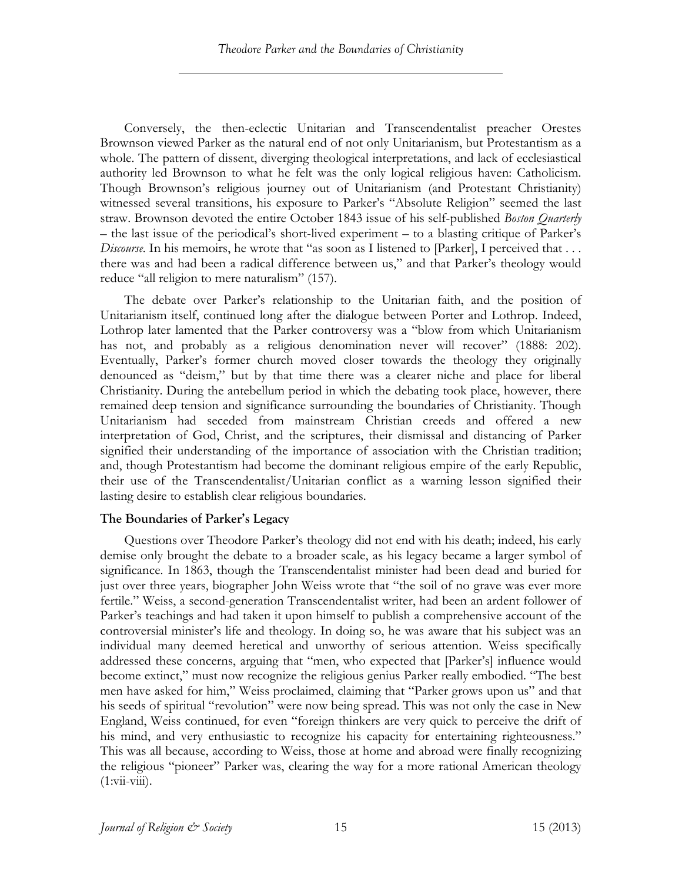Conversely, the then-eclectic Unitarian and Transcendentalist preacher Orestes Brownson viewed Parker as the natural end of not only Unitarianism, but Protestantism as a whole. The pattern of dissent, diverging theological interpretations, and lack of ecclesiastical authority led Brownson to what he felt was the only logical religious haven: Catholicism. Though Brownson's religious journey out of Unitarianism (and Protestant Christianity) witnessed several transitions, his exposure to Parker's "Absolute Religion" seemed the last straw. Brownson devoted the entire October 1843 issue of his self-published *Boston Quarterly* – the last issue of the periodical's short-lived experiment – to a blasting critique of Parker's *Discourse*. In his memoirs, he wrote that "as soon as I listened to [Parker], I perceived that . . . there was and had been a radical difference between us," and that Parker's theology would reduce "all religion to mere naturalism" (157).

The debate over Parker's relationship to the Unitarian faith, and the position of Unitarianism itself, continued long after the dialogue between Porter and Lothrop. Indeed, Lothrop later lamented that the Parker controversy was a "blow from which Unitarianism has not, and probably as a religious denomination never will recover" (1888: 202). Eventually, Parker's former church moved closer towards the theology they originally denounced as "deism," but by that time there was a clearer niche and place for liberal Christianity. During the antebellum period in which the debating took place, however, there remained deep tension and significance surrounding the boundaries of Christianity. Though Unitarianism had seceded from mainstream Christian creeds and offered a new interpretation of God, Christ, and the scriptures, their dismissal and distancing of Parker signified their understanding of the importance of association with the Christian tradition; and, though Protestantism had become the dominant religious empire of the early Republic, their use of the Transcendentalist/Unitarian conflict as a warning lesson signified their lasting desire to establish clear religious boundaries.

### The Boundaries of Parker's Legacy

Questions over Theodore Parker's theology did not end with his death; indeed, his early demise only brought the debate to a broader scale, as his legacy became a larger symbol of significance. In 1863, though the Transcendentalist minister had been dead and buried for just over three years, biographer John Weiss wrote that "the soil of no grave was ever more fertile." Weiss, a second-generation Transcendentalist writer, had been an ardent follower of Parker's teachings and had taken it upon himself to publish a comprehensive account of the controversial minister's life and theology. In doing so, he was aware that his subject was an individual many deemed heretical and unworthy of serious attention. Weiss specifically addressed these concerns, arguing that "men, who expected that [Parker's] influence would become extinct," must now recognize the religious genius Parker really embodied. "The best men have asked for him," Weiss proclaimed, claiming that "Parker grows upon us" and that his seeds of spiritual "revolution" were now being spread. This was not only the case in New England, Weiss continued, for even "foreign thinkers are very quick to perceive the drift of his mind, and very enthusiastic to recognize his capacity for entertaining righteousness." This was all because, according to Weiss, those at home and abroad were finally recognizing the religious "pioneer" Parker was, clearing the way for a more rational American theology (1:vii-viii).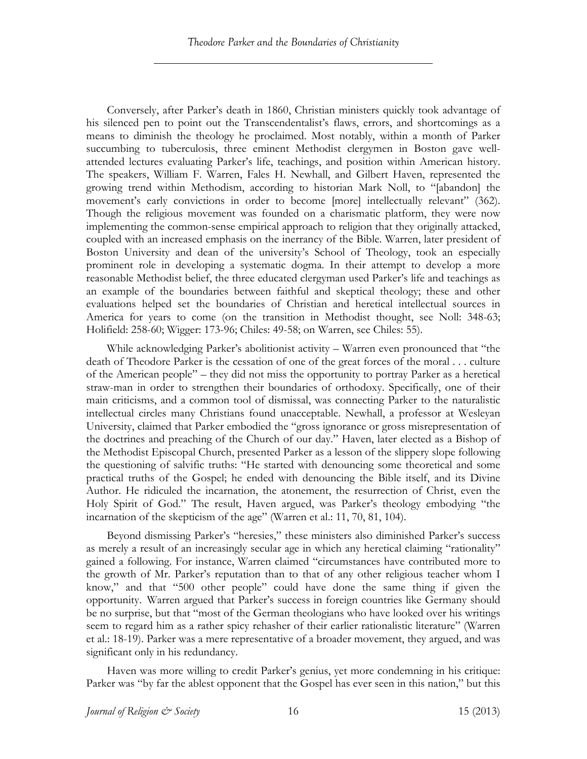Conversely, after Parker's death in 1860, Christian ministers quickly took advantage of his silenced pen to point out the Transcendentalist's flaws, errors, and shortcomings as a means to diminish the theology he proclaimed. Most notably, within a month of Parker succumbing to tuberculosis, three eminent Methodist clergymen in Boston gave well-attended lectures evaluating Parker's life, teachings, and position within American history. The speakers, William F. Warren, Fales H. Newhall, and Gilbert Haven, represented the growing trend within Methodism, according to historian Mark Noll, to "[abandon] the movement's early convictions in order to become [more] intellectually relevant" (362). Though the religious movement was founded on a charismatic platform, they were now implementing the common-sense empirical approach to religion that they originally attacked, coupled with an increased emphasis on the inerrancy of the Bible. Warren, later president of Boston University and dean of the university's School of Theology, took an especially prominent role in developing a systematic dogma. In their attempt to develop a more reasonable Methodist belief, the three educated clergyman used Parker's life and teachings as an example of the boundaries between faithful and skeptical theology; these and other evaluations helped set the boundaries of Christian and heretical intellectual sources in America for years to come (on the transition in Methodist thought, see Noll: 348-63; Holifield: 258-60; Wigger: 173-96; Chiles: 49-58; on Warren, see Chiles: 55).

While acknowledging Parker's abolitionist activity – Warren even pronounced that "the death of Theodore Parker is the cessation of one of the great forces of the moral . . . culture of the American people" – they did not miss the opportunity to portray Parker as a heretical straw-man in order to strengthen their boundaries of orthodoxy. Specifically, one of their main criticisms, and a common tool of dismissal, was connecting Parker to the naturalistic intellectual circles many Christians found unacceptable. Newhall, a professor at Wesleyan University, claimed that Parker embodied the "gross ignorance or gross misrepresentation of the doctrines and preaching of the Church of our day." Haven, later elected as a Bishop of the Methodist Episcopal Church, presented Parker as a lesson of the slippery slope following the questioning of salvific truths: "He started with denouncing some theoretical and some practical truths of the Gospel; he ended with denouncing the Bible itself, and its Divine Author. He ridiculed the incarnation, the atonement, the resurrection of Christ, even the Holy Spirit of God." The result, Haven argued, was Parker's theology embodying "the incarnation of the skepticism of the age" (Warren et al.: 11, 70, 81, 104).

Beyond dismissing Parker's "heresies," these ministers also diminished Parker's success as merely a result of an increasingly secular age in which any heretical claiming "rationality" gained a following. For instance, Warren claimed "circumstances have contributed more to the growth of Mr. Parker's reputation than to that of any other religious teacher whom I know," and that "500 other people" could have done the same thing if given the opportunity. Warren argued that Parker's success in foreign countries like Germany should be no surprise, but that "most of the German theologians who have looked over his writings seem to regard him as a rather spicy rehasher of their earlier rationalistic literature" (Warren et al.: 18-19). Parker was a mere representative of a broader movement, they argued, and was significant only in his redundancy.

Haven was more willing to credit Parker's genius, yet more condemning in his critique: Parker was "by far the ablest opponent that the Gospel has ever seen in this nation," but this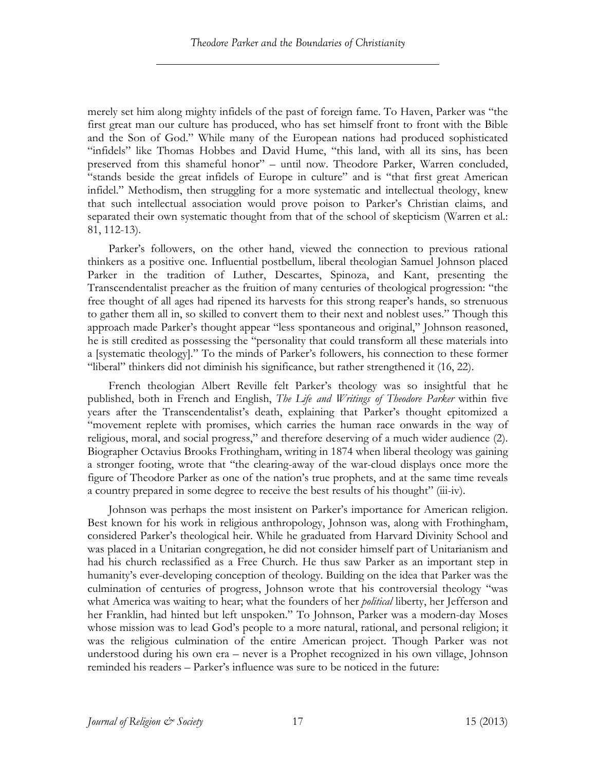merely set him along mighty infidels of the past of foreign fame. To Haven, Parker was "the first great man our culture has produced, who has set himself front to front with the Bible and the Son of God." While many of the European nations had produced sophisticated "infidels" like Thomas Hobbes and David Hume, "this land, with all its sins, has been preserved from this shameful honor" – until now. Theodore Parker, Warren concluded, "stands beside the great infidels of Europe in culture" and is "that first great American infidel." Methodism, then struggling for a more systematic and intellectual theology, knew that such intellectual association would prove poison to Parker's Christian claims, and separated their own systematic thought from that of the school of skepticism (Warren et al.: 81, 112-13).

Parker's followers, on the other hand, viewed the connection to previous rational thinkers as a positive one. Influential postbellum, liberal theologian Samuel Johnson placed Parker in the tradition of Luther, Descartes, Spinoza, and Kant, presenting the Transcendentalist preacher as the fruition of many centuries of theological progression: "the free thought of all ages had ripened its harvests for this strong reaper's hands, so strenuous to gather them all in, so skilled to convert them to their next and noblest uses." Though this approach made Parker's thought appear "less spontaneous and original," Johnson reasoned, he is still credited as possessing the "personality that could transform all these materials into a [systematic theology]." To the minds of Parker's followers, his connection to these former "liberal" thinkers did not diminish his significance, but rather strengthened it (16, 22).

French theologian Albert Reville felt Parker's theology was so insightful that he published, both in French and English, *The Life and Writings of Theodore Parker* within five years after the Transcendentalist's death, explaining that Parker's thought epitomized a "movement replete with promises, which carries the human race onwards in the way of religious, moral, and social progress," and therefore deserving of a much wider audience (2). Biographer Octavius Brooks Frothingham, writing in 1874 when liberal theology was gaining a stronger footing, wrote that "the clearing-away of the war-cloud displays once more the figure of Theodore Parker as one of the nation's true prophets, and at the same time reveals a country prepared in some degree to receive the best results of his thought" (iii-iv).

Johnson was perhaps the most insistent on Parker's importance for American religion. Best known for his work in religious anthropology, Johnson was, along with Frothingham, considered Parker's theological heir. While he graduated from Harvard Divinity School and was placed in a Unitarian congregation, he did not consider himself part of Unitarianism and had his church reclassified as a Free Church. He thus saw Parker as an important step in humanity's ever-developing conception of theology. Building on the idea that Parker was the culmination of centuries of progress, Johnson wrote that his controversial theology "was what America was waiting to hear; what the founders of her *political* liberty, her Jefferson and her Franklin, had hinted but left unspoken." To Johnson, Parker was a modern-day Moses whose mission was to lead God's people to a more natural, rational, and personal religion; it was the religious culmination of the entire American project. Though Parker was not understood during his own era – never is a Prophet recognized in his own village, Johnson reminded his readers – Parker's influence was sure to be noticed in the future: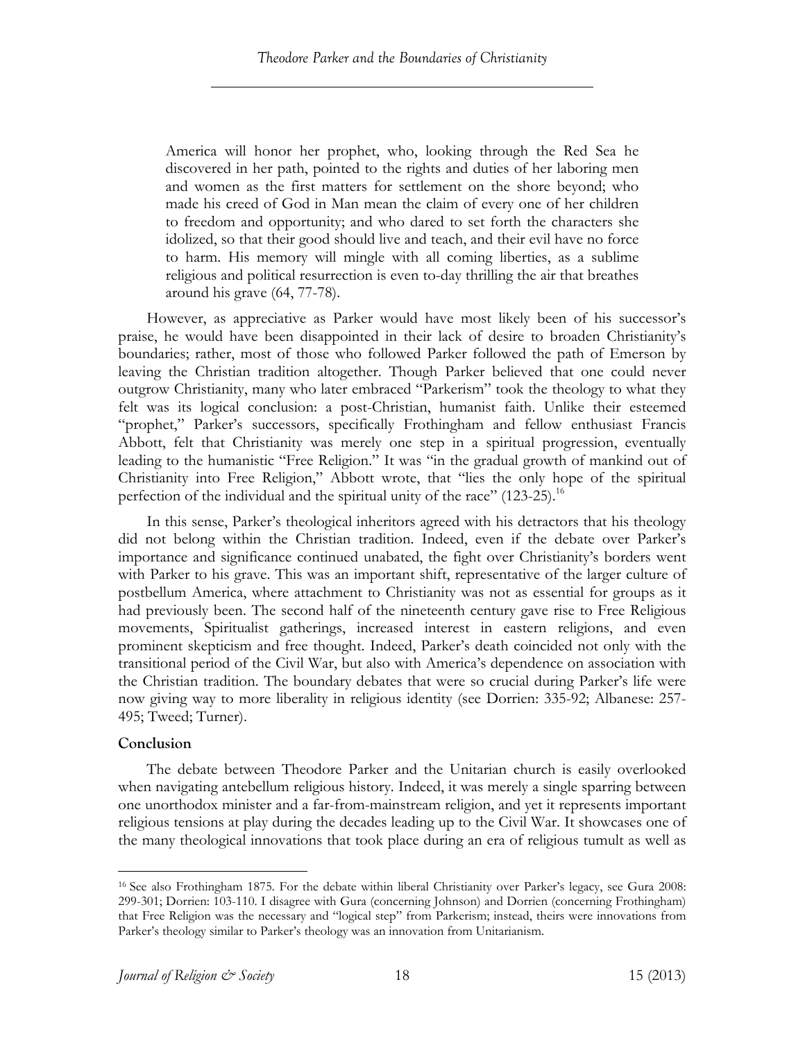> America will honor her prophet, who, looking through the Red Sea he discovered in her path, pointed to the rights and duties of her laboring men and women as the first matters for settlement on the shore beyond; who made his creed of God in Man mean the claim of every one of her children to freedom and opportunity; and who dared to set forth the characters she idolized, so that their good should live and teach, and their evil have no force to harm. His memory will mingle with all coming liberties, as a sublime religious and political resurrection is even to-day thrilling the air that breathes around his grave (64, 77-78).

However, as appreciative as Parker would have most likely been of his successor's praise, he would have been disappointed in their lack of desire to broaden Christianity's boundaries; rather, most of those who followed Parker followed the path of Emerson by leaving the Christian tradition altogether. Though Parker believed that one could never outgrow Christianity, many who later embraced "Parkerism" took the theology to what they felt was its logical conclusion: a post-Christian, humanist faith. Unlike their esteemed "prophet," Parker's successors, specifically Frothingham and fellow enthusiast Francis Abbott, felt that Christianity was merely one step in a spiritual progression, eventually leading to the humanistic "Free Religion." It was "in the gradual growth of mankind out of Christianity into Free Religion," Abbott wrote, that "lies the only hope of the spiritual perfection of the individual and the spiritual unity of the race" (123-25).[16]

In this sense, Parker's theological inheritors agreed with his detractors that his theology did not belong within the Christian tradition. Indeed, even if the debate over Parker's importance and significance continued unabated, the fight over Christianity's borders went with Parker to his grave. This was an important shift, representative of the larger culture of postbellum America, where attachment to Christianity was not as essential for groups as it had previously been. The second half of the nineteenth century gave rise to Free Religious movements, Spiritualist gatherings, increased interest in eastern religions, and even prominent skepticism and free thought. Indeed, Parker's death coincided not only with the transitional period of the Civil War, but also with America's dependence on association with the Christian tradition. The boundary debates that were so crucial during Parker's life were now giving way to more liberality in religious identity (see Dorrien: 335-92; Albanese: 257-495; Tweed; Turner).

## Conclusion

The debate between Theodore Parker and the Unitarian church is easily overlooked when navigating antebellum religious history. Indeed, it was merely a single sparring between one unorthodox minister and a far-from-mainstream religion, and yet it represents important religious tensions at play during the decades leading up to the Civil War. It showcases one of the many theological innovations that took place during an era of religious tumult as well as

---

[16] See also Frothingham 1875. For the debate within liberal Christianity over Parker's legacy, see Gura 2008: 299-301; Dorrien: 103-110. I disagree with Gura (concerning Johnson) and Dorrien (concerning Frothingham) that Free Religion was the necessary and "logical step" from Parkerism; instead, theirs were innovations from Parker's theology similar to Parker's theology was an innovation from Unitarianism.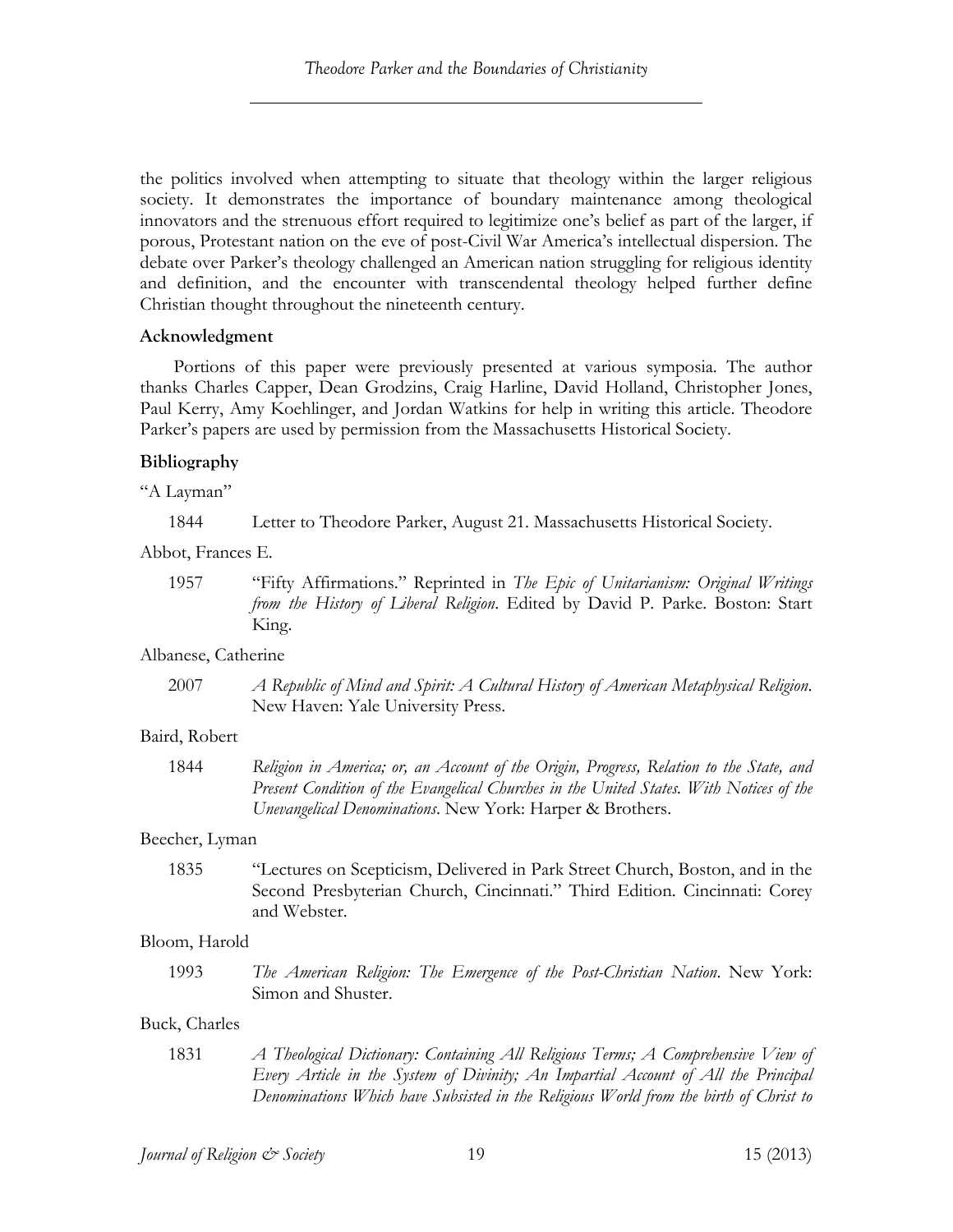the politics involved when attempting to situate that theology within the larger religious society. It demonstrates the importance of boundary maintenance among theological innovators and the strenuous effort required to legitimize one's belief as part of the larger, if porous, Protestant nation on the eve of post-Civil War America's intellectual dispersion. The debate over Parker's theology challenged an American nation struggling for religious identity and definition, and the encounter with transcendental theology helped further define Christian thought throughout the nineteenth century.

### Acknowledgment

Portions of this paper were previously presented at various symposia. The author thanks Charles Capper, Dean Grodzins, Craig Harline, David Holland, Christopher Jones, Paul Kerry, Amy Koehlinger, and Jordan Watkins for help in writing this article. Theodore Parker's papers are used by permission from the Massachusetts Historical Society.

### Bibliography

"A Layman"

1844 Letter to Theodore Parker, August 21. Massachusetts Historical Society.

Abbot, Frances E.

1957 "Fifty Affirmations." Reprinted in *The Epic of Unitarianism: Original Writings from the History of Liberal Religion*. Edited by David P. Parke. Boston: Start King.

Albanese, Catherine

2007 *A Republic of Mind and Spirit: A Cultural History of American Metaphysical Religion*. New Haven: Yale University Press.

Baird, Robert

1844 *Religion in America; or, an Account of the Origin, Progress, Relation to the State, and Present Condition of the Evangelical Churches in the United States. With Notices of the Unevangelical Denominations*. New York: Harper & Brothers.

Beecher, Lyman

1835 "Lectures on Scepticism, Delivered in Park Street Church, Boston, and in the Second Presbyterian Church, Cincinnati." Third Edition. Cincinnati: Corey and Webster.

Bloom, Harold

1993 *The American Religion: The Emergence of the Post-Christian Nation*. New York: Simon and Shuster.

Buck, Charles

1831 *A Theological Dictionary: Containing All Religious Terms; A Comprehensive View of Every Article in the System of Divinity; An Impartial Account of All the Principal Denominations Which have Subsisted in the Religious World from the birth of Christ to*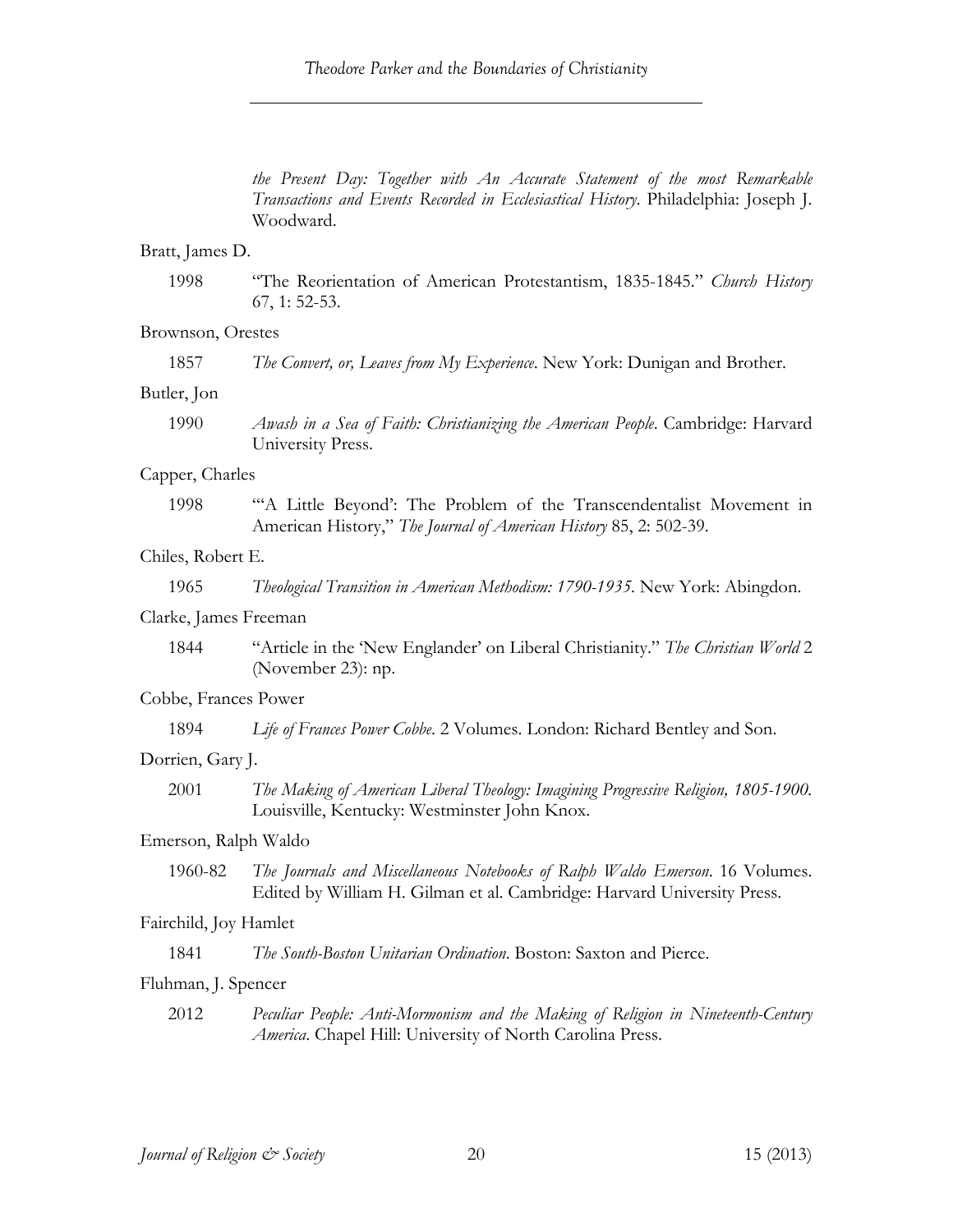*the Present Day: Together with An Accurate Statement of the most Remarkable Transactions and Events Recorded in Ecclesiastical History*. Philadelphia: Joseph J. Woodward.

Bratt, James D.

1998 "The Reorientation of American Protestantism, 1835-1845." *Church History* 67, 1: 52-53.

Brownson, Orestes

1857 *The Convert, or, Leaves from My Experience*. New York: Dunigan and Brother.

Butler, Jon

1990 *Awash in a Sea of Faith: Christianizing the American People*. Cambridge: Harvard University Press.

Capper, Charles

1998 "'A Little Beyond': The Problem of the Transcendentalist Movement in American History," *The Journal of American History* 85, 2: 502-39.

Chiles, Robert E.

1965 *Theological Transition in American Methodism: 1790-1935*. New York: Abingdon.

Clarke, James Freeman

1844 "Article in the 'New Englander' on Liberal Christianity." *The Christian World* 2 (November 23): np.

Cobbe, Frances Power

1894 *Life of Frances Power Cobbe*. 2 Volumes. London: Richard Bentley and Son.

Dorrien, Gary J.

2001 *The Making of American Liberal Theology: Imagining Progressive Religion, 1805-1900*. Louisville, Kentucky: Westminster John Knox.

Emerson, Ralph Waldo

1960-82 *The Journals and Miscellaneous Notebooks of Ralph Waldo Emerson*. 16 Volumes. Edited by William H. Gilman et al. Cambridge: Harvard University Press.

Fairchild, Joy Hamlet

1841 *The South-Boston Unitarian Ordination*. Boston: Saxton and Pierce.

Fluhman, J. Spencer

2012 *Peculiar People: Anti-Mormonism and the Making of Religion in Nineteenth-Century America*. Chapel Hill: University of North Carolina Press.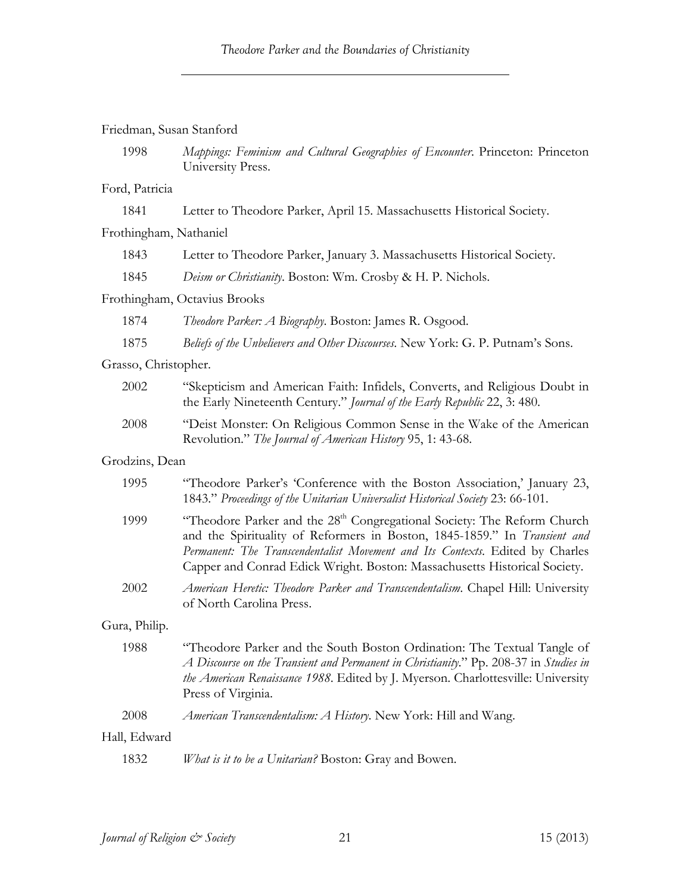Friedman, Susan Stanford

1998 *Mappings: Feminism and Cultural Geographies of Encounter*. Princeton: Princeton University Press.

Ford, Patricia

1841 Letter to Theodore Parker, April 15. Massachusetts Historical Society.

Frothingham, Nathaniel

1843 Letter to Theodore Parker, January 3. Massachusetts Historical Society.

1845 *Deism or Christianity*. Boston: Wm. Crosby & H. P. Nichols.

Frothingham, Octavius Brooks

1874 *Theodore Parker: A Biography*. Boston: James R. Osgood.

1875 *Beliefs of the Unbelievers and Other Discourses*. New York: G. P. Putnam's Sons.

Grasso, Christopher.

2002 "Skepticism and American Faith: Infidels, Converts, and Religious Doubt in the Early Nineteenth Century." *Journal of the Early Republic* 22, 3: 480.

2008 "Deist Monster: On Religious Common Sense in the Wake of the American Revolution." *The Journal of American History* 95, 1: 43-68.

Grodzins, Dean

1995 "Theodore Parker's 'Conference with the Boston Association,' January 23, 1843." *Proceedings of the Unitarian Universalist Historical Society* 23: 66-101.

1999 "Theodore Parker and the 28th Congregational Society: The Reform Church and the Spirituality of Reformers in Boston, 1845-1859." In *Transient and Permanent: The Transcendentalist Movement and Its Contexts*. Edited by Charles Capper and Conrad Edick Wright. Boston: Massachusetts Historical Society.

2002 *American Heretic: Theodore Parker and Transcendentalism*. Chapel Hill: University of North Carolina Press.

Gura, Philip.

1988 "Theodore Parker and the South Boston Ordination: The Textual Tangle of *A Discourse on the Transient and Permanent in Christianity*." Pp. 208-37 in *Studies in the American Renaissance 1988*. Edited by J. Myerson. Charlottesville: University Press of Virginia.

2008 *American Transcendentalism: A History*. New York: Hill and Wang.

Hall, Edward

1832 *What is it to be a Unitarian?* Boston: Gray and Bowen.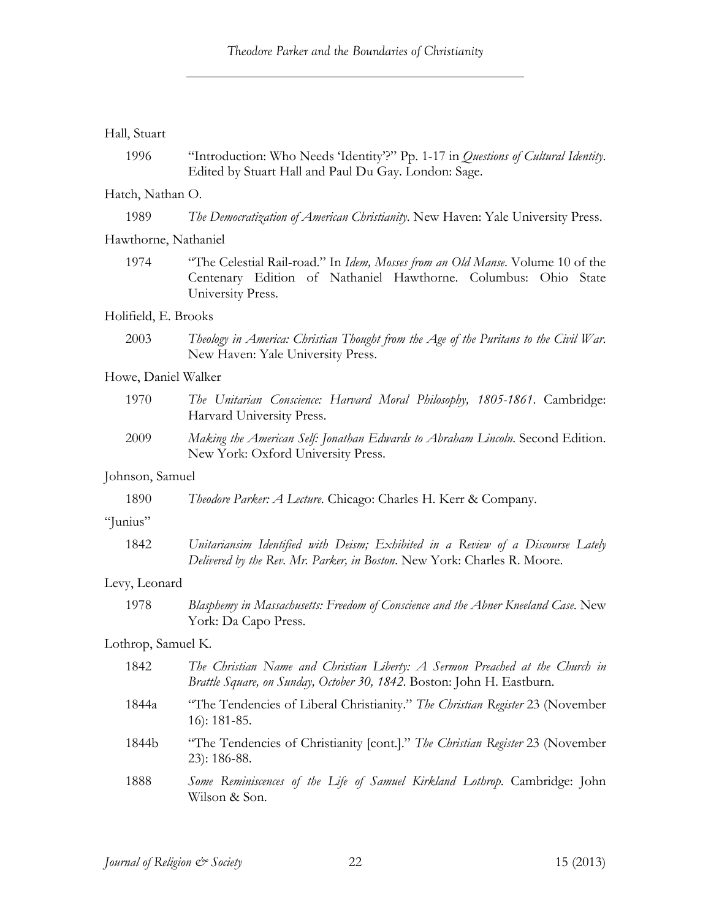Hall, Stuart

1996 "Introduction: Who Needs 'Identity'?" Pp. 1-17 in *Questions of Cultural Identity*. Edited by Stuart Hall and Paul Du Gay. London: Sage.

Hatch, Nathan O.

1989 *The Democratization of American Christianity*. New Haven: Yale University Press.

Hawthorne, Nathaniel

1974 "The Celestial Rail-road." In *Idem, Mosses from an Old Manse*. Volume 10 of the Centenary Edition of Nathaniel Hawthorne. Columbus: Ohio State University Press.

Holifield, E. Brooks

2003 *Theology in America: Christian Thought from the Age of the Puritans to the Civil War*. New Haven: Yale University Press.

Howe, Daniel Walker

1970 *The Unitarian Conscience: Harvard Moral Philosophy, 1805-1861*. Cambridge: Harvard University Press.

2009 *Making the American Self: Jonathan Edwards to Abraham Lincoln*. Second Edition. New York: Oxford University Press.

Johnson, Samuel

1890 *Theodore Parker: A Lecture*. Chicago: Charles H. Kerr & Company.

"Junius"

1842 *Unitariansim Identified with Deism; Exhibited in a Review of a Discourse Lately Delivered by the Rev. Mr. Parker, in Boston*. New York: Charles R. Moore.

Levy, Leonard

1978 *Blasphemy in Massachusetts: Freedom of Conscience and the Abner Kneeland Case*. New York: Da Capo Press.

Lothrop, Samuel K.

1842 *The Christian Name and Christian Liberty: A Sermon Preached at the Church in Brattle Square, on Sunday, October 30, 1842*. Boston: John H. Eastburn.

1844a "The Tendencies of Liberal Christianity." *The Christian Register* 23 (November 16): 181-85.

1844b "The Tendencies of Christianity [cont.]." *The Christian Register* 23 (November 23): 186-88.

1888 *Some Reminiscences of the Life of Samuel Kirkland Lothrop*. Cambridge: John Wilson & Son.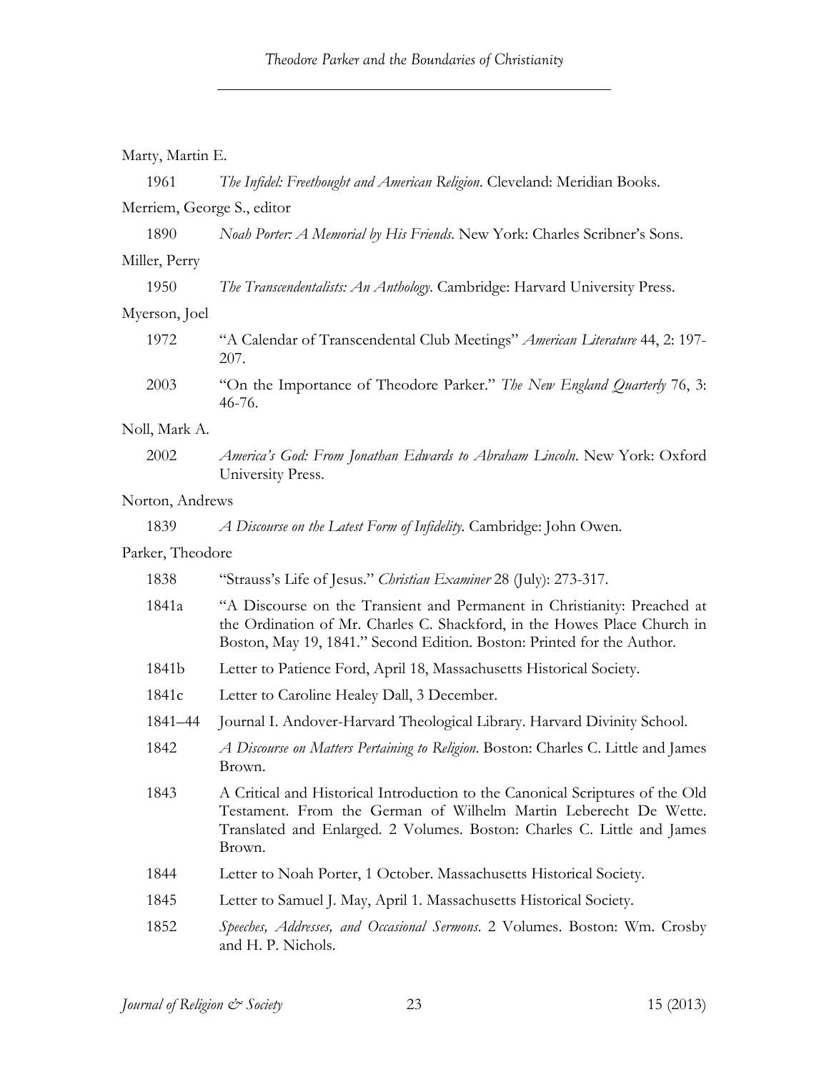Marty, Martin E.

1961 *The Infidel: Freethought and American Religion*. Cleveland: Meridian Books.

Merriem, George S., editor

1890 *Noah Porter: A Memorial by His Friends*. New York: Charles Scribner's Sons.

Miller, Perry

1950 *The Transcendentalists: An Anthology*. Cambridge: Harvard University Press.

Myerson, Joel

1972 "A Calendar of Transcendental Club Meetings" *American Literature* 44, 2: 197-207.

2003 "On the Importance of Theodore Parker." *The New England Quarterly* 76, 3: 46-76.

Noll, Mark A.

2002 *America's God: From Jonathan Edwards to Abraham Lincoln*. New York: Oxford University Press.

Norton, Andrews

1839 *A Discourse on the Latest Form of Infidelity*. Cambridge: John Owen.

Parker, Theodore

1838 "Strauss's Life of Jesus." *Christian Examiner* 28 (July): 273-317.

1841a "A Discourse on the Transient and Permanent in Christianity: Preached at the Ordination of Mr. Charles C. Shackford, in the Howes Place Church in Boston, May 19, 1841." Second Edition. Boston: Printed for the Author.

1841b Letter to Patience Ford, April 18, Massachusetts Historical Society.

1841c Letter to Caroline Healey Dall, 3 December.

1841–44 Journal I. Andover-Harvard Theological Library. Harvard Divinity School.

1842 *A Discourse on Matters Pertaining to Religion*. Boston: Charles C. Little and James Brown.

1843 A Critical and Historical Introduction to the Canonical Scriptures of the Old Testament. From the German of Wilhelm Martin Leberecht De Wette. Translated and Enlarged. 2 Volumes. Boston: Charles C. Little and James Brown.

1844 Letter to Noah Porter, 1 October. Massachusetts Historical Society.

1845 Letter to Samuel J. May, April 1. Massachusetts Historical Society.

1852 *Speeches, Addresses, and Occasional Sermons*. 2 Volumes. Boston: Wm. Crosby and H. P. Nichols.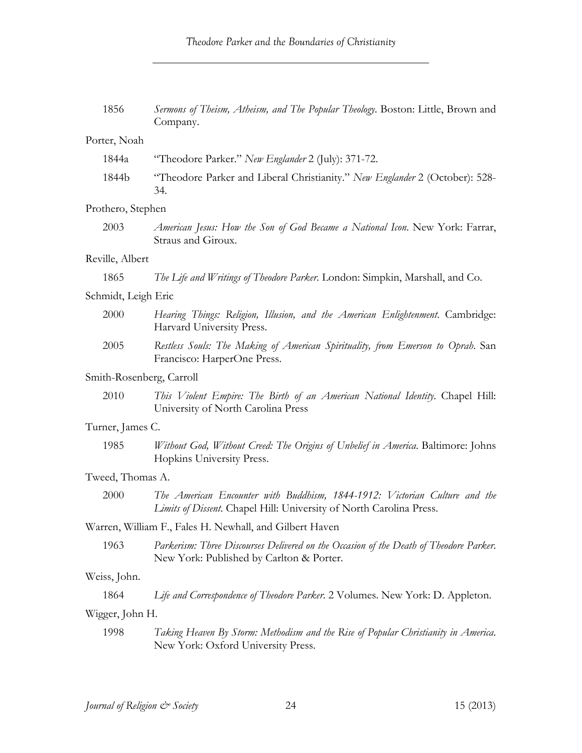1856 *Sermons of Theism, Atheism, and The Popular Theology*. Boston: Little, Brown and Company.

Porter, Noah

1844a "Theodore Parker." *New Englander* 2 (July): 371-72.

1844b "Theodore Parker and Liberal Christianity." *New Englander* 2 (October): 528-34.

Prothero, Stephen

2003 *American Jesus: How the Son of God Became a National Icon*. New York: Farrar, Straus and Giroux.

Reville, Albert

1865 *The Life and Writings of Theodore Parker*. London: Simpkin, Marshall, and Co.

Schmidt, Leigh Eric

2000 *Hearing Things: Religion, Illusion, and the American Enlightenment*. Cambridge: Harvard University Press.

2005 *Restless Souls: The Making of American Spirituality, from Emerson to Oprah*. San Francisco: HarperOne Press.

Smith-Rosenberg, Carroll

2010 *This Violent Empire: The Birth of an American National Identity*. Chapel Hill: University of North Carolina Press

Turner, James C.

1985 *Without God, Without Creed: The Origins of Unbelief in America*. Baltimore: Johns Hopkins University Press.

Tweed, Thomas A.

2000 *The American Encounter with Buddhism, 1844-1912: Victorian Culture and the Limits of Dissent*. Chapel Hill: University of North Carolina Press.

Warren, William F., Fales H. Newhall, and Gilbert Haven

1963 *Parkerism: Three Discourses Delivered on the Occasion of the Death of Theodore Parker*. New York: Published by Carlton & Porter.

Weiss, John.

1864 *Life and Correspondence of Theodore Parker*. 2 Volumes. New York: D. Appleton.

Wigger, John H.

1998 *Taking Heaven By Storm: Methodism and the Rise of Popular Christianity in America*. New York: Oxford University Press.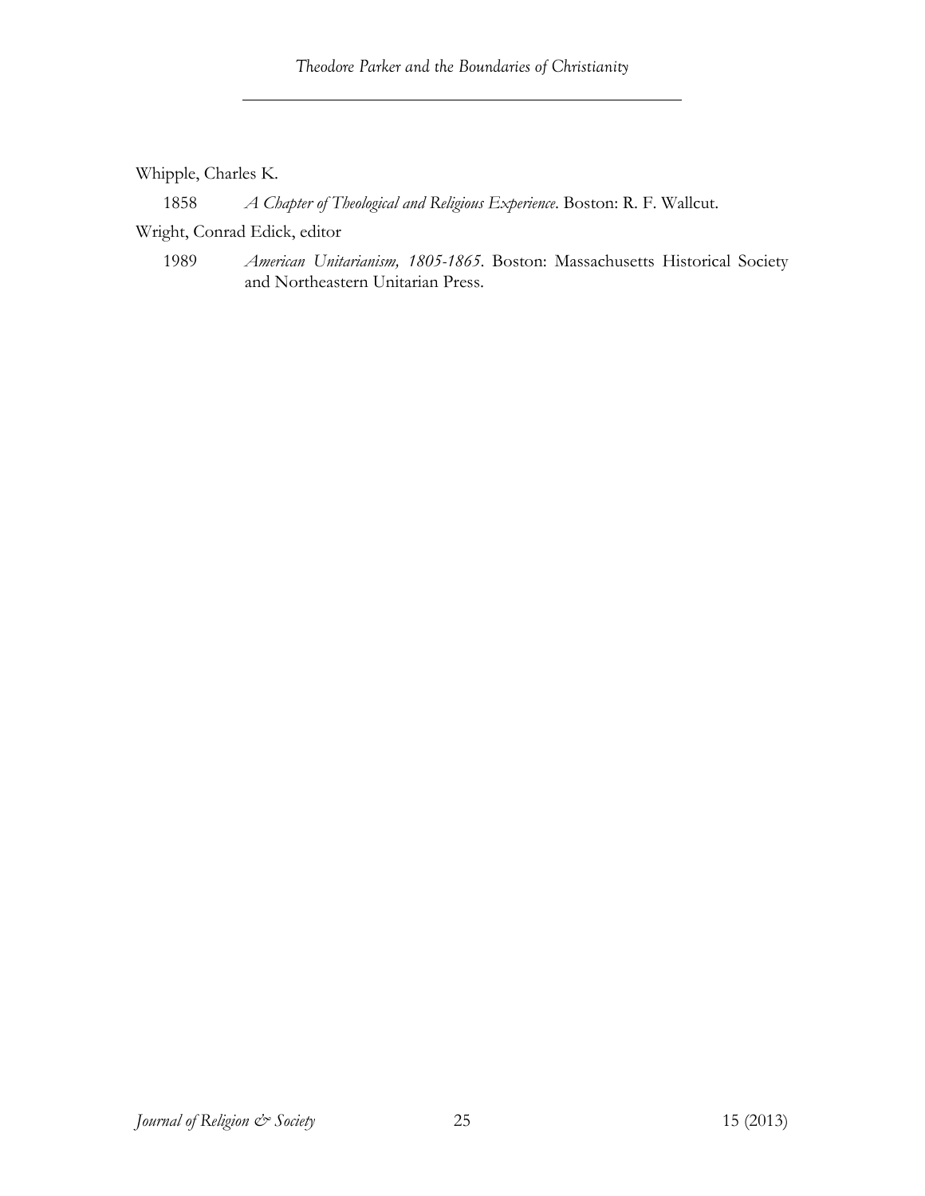Whipple, Charles K.

1858 *A Chapter of Theological and Religious Experience*. Boston: R. F. Wallcut.

Wright, Conrad Edick, editor

1989 *American Unitarianism, 1805-1865*. Boston: Massachusetts Historical Society and Northeastern Unitarian Press.